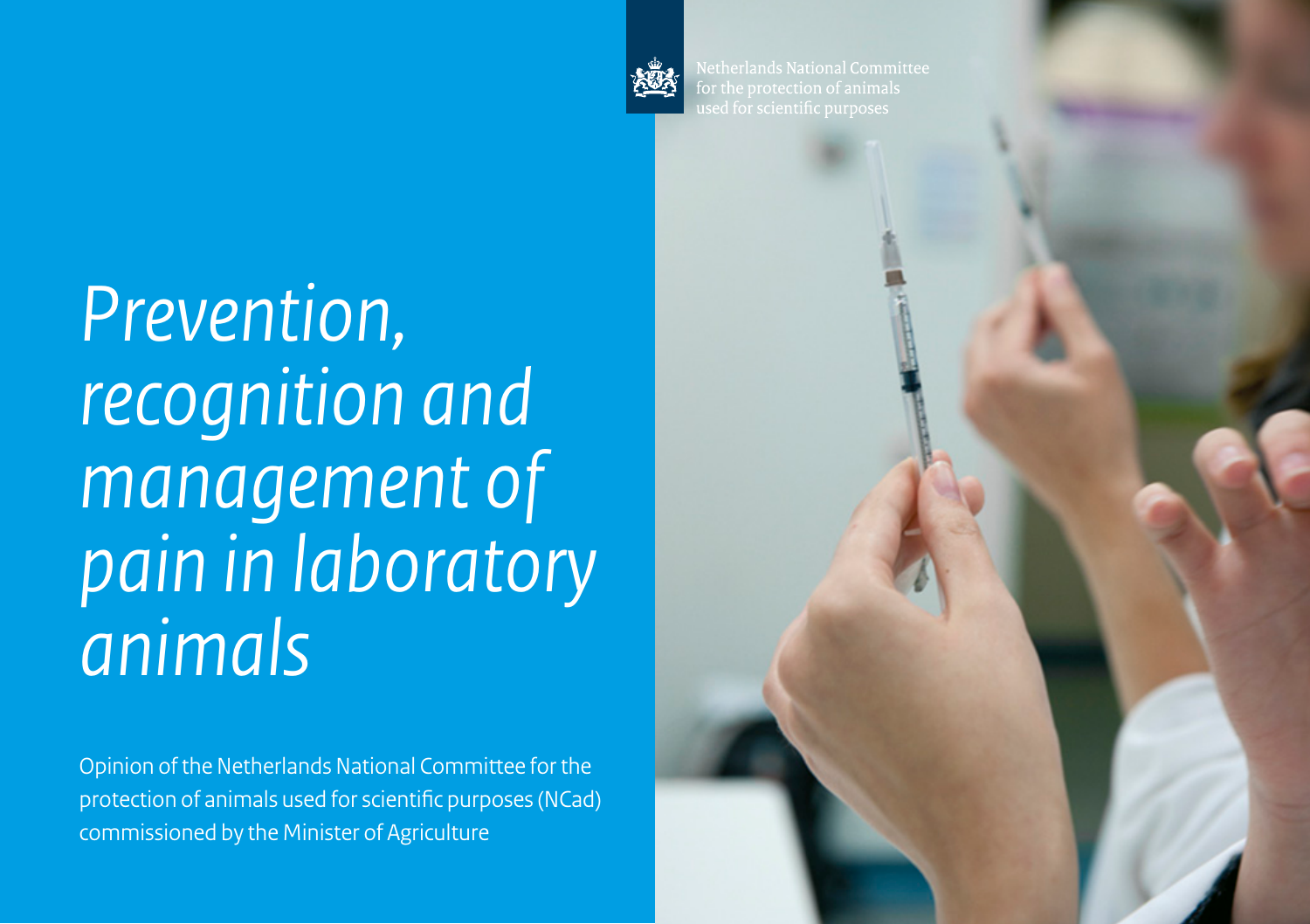Netherlands National Committee for the protection of animals used for scientific purposes

# *Prevention, recognition and management of pain in laboratory animals*

Opinion of the Netherlands National Committee for the protection of animals used for scientific purposes (NCad) commissioned by the Minister of Agriculture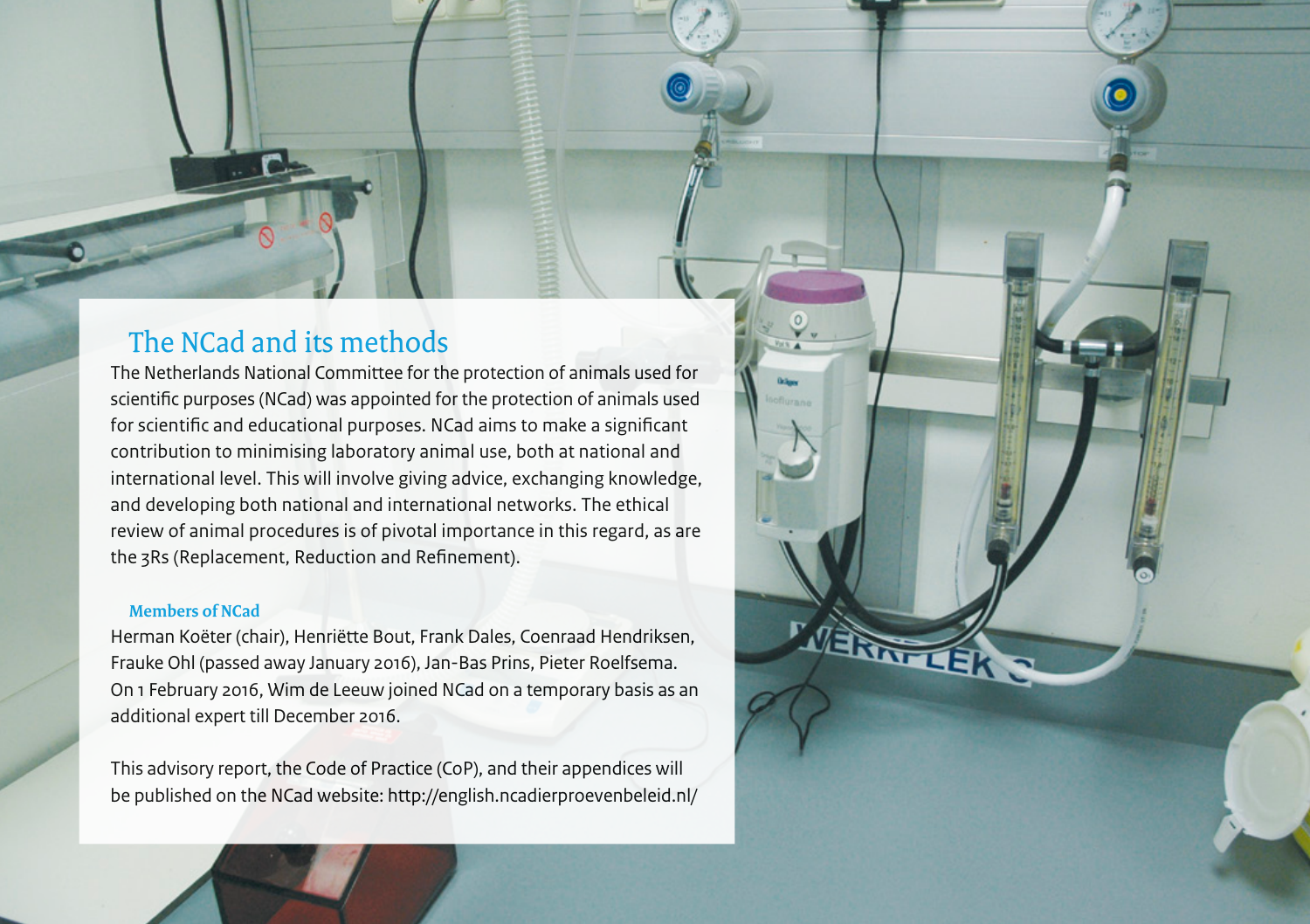## The NCad and its methods

The Netherlands National Committee for the protection of animals used for scientific purposes (NCad) was appointed for the protection of animals used for scientific and educational purposes. NCad aims to make a significant contribution to minimising laboratory animal use, both at national and international level. This will involve giving advice, exchanging knowledge, and developing both national and international networks. The ethical review of animal procedures is of pivotal importance in this regard, as are the 3Rs (Replacement, Reduction and Refinement).

### Members of NCad

Herman Koëter (chair), Henriëtte Bout, Frank Dales, Coenraad Hendriksen, Frauke Ohl (passed away January 2016), Jan-Bas Prins, Pieter Roelfsema. On 1 February 2016, Wim de Leeuw joined NCad on a temporary basis as an additional expert till December 2016.

This advisory report, the Code of Practice (CoP), and their appendices will be published on the NCad website: http://english.ncadierproevenbeleid.nl/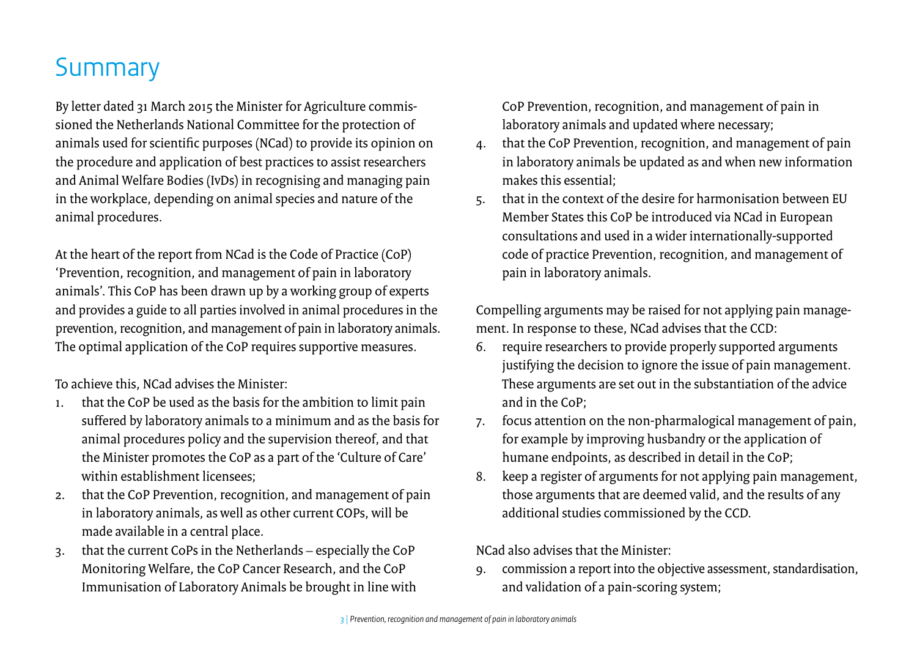# Summary

By letter dated 31 March 2015 the Minister for Agriculture commissioned the Netherlands National Committee for the protection of animals used for scientific purposes (NCad) to provide its opinion on the procedure and application of best practices to assist researchers and Animal Welfare Bodies (IvDs) in recognising and managing pain in the workplace, depending on animal species and nature of the animal procedures.

At the heart of the report from NCad is the Code of Practice (CoP) 'Prevention, recognition, and management of pain in laboratory animals'. This CoP has been drawn up by a working group of experts and provides a guide to all parties involved in animal procedures in the prevention, recognition, and management of pain in laboratory animals. The optimal application of the CoP requires supportive measures.

To achieve this, NCad advises the Minister:

1. that the CoP be used as the basis for the ambition to limit pain suffered by laboratory animals to a minimum and as the basis for animal procedures policy and the supervision thereof, and that the Minister promotes the CoP as a part of the 'Culture of Care' within establishment licensees;
2. that the CoP Prevention, recognition, and management of pain in laboratory animals, as well as other current COPs, will be made available in a central place.
3. that the current CoPs in the Netherlands – especially the CoP Monitoring Welfare, the CoP Cancer Research, and the CoP Immunisation of Laboratory Animals be brought in line with CoP Prevention, recognition, and management of pain in laboratory animals and updated where necessary;
4. that the CoP Prevention, recognition, and management of pain in laboratory animals be updated as and when new information makes this essential;
5. that in the context of the desire for harmonisation between EU Member States this CoP be introduced via NCad in European consultations and used in a wider internationally-supported code of practice Prevention, recognition, and management of pain in laboratory animals.

Compelling arguments may be raised for not applying pain management. In response to these, NCad advises that the CCD:

6. require researchers to provide properly supported arguments justifying the decision to ignore the issue of pain management. These arguments are set out in the substantiation of the advice and in the CoP;
7. focus attention on the non-pharmalogical management of pain, for example by improving husbandry or the application of humane endpoints, as described in detail in the CoP;
8. keep a register of arguments for not applying pain management, those arguments that are deemed valid, and the results of any additional studies commissioned by the CCD.

NCad also advises that the Minister:

9. commission a report into the objective assessment, standardisation, and validation of a pain-scoring system;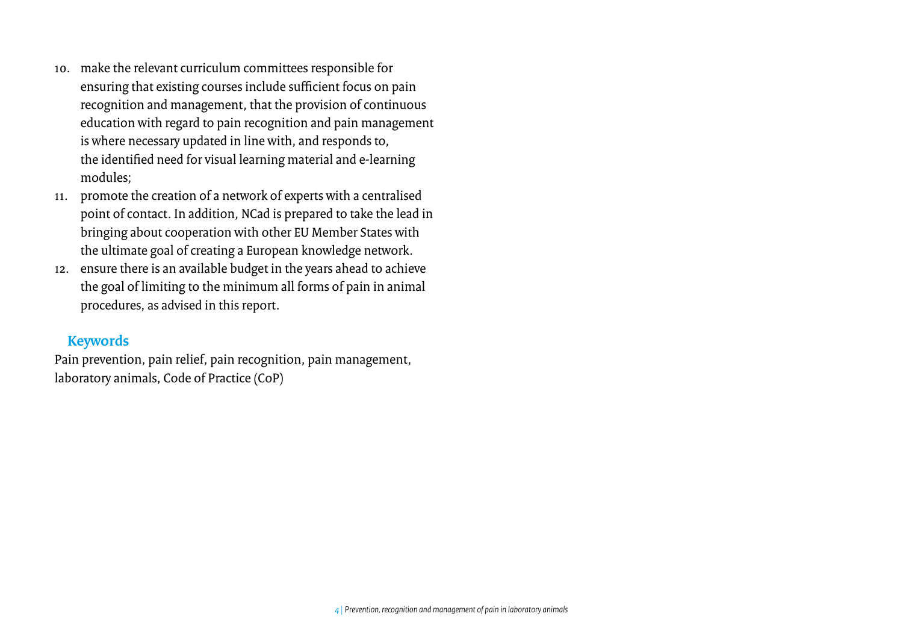10. make the relevant curriculum committees responsible for ensuring that existing courses include sufficient focus on pain recognition and management, that the provision of continuous education with regard to pain recognition and pain management is where necessary updated in line with, and responds to, the identified need for visual learning material and e-learning modules;
11. promote the creation of a network of experts with a centralised point of contact. In addition, NCad is prepared to take the lead in bringing about cooperation with other EU Member States with the ultimate goal of creating a European knowledge network.
12. ensure there is an available budget in the years ahead to achieve the goal of limiting to the minimum all forms of pain in animal procedures, as advised in this report.

## Keywords

Pain prevention, pain relief, pain recognition, pain management, laboratory animals, Code of Practice (CoP)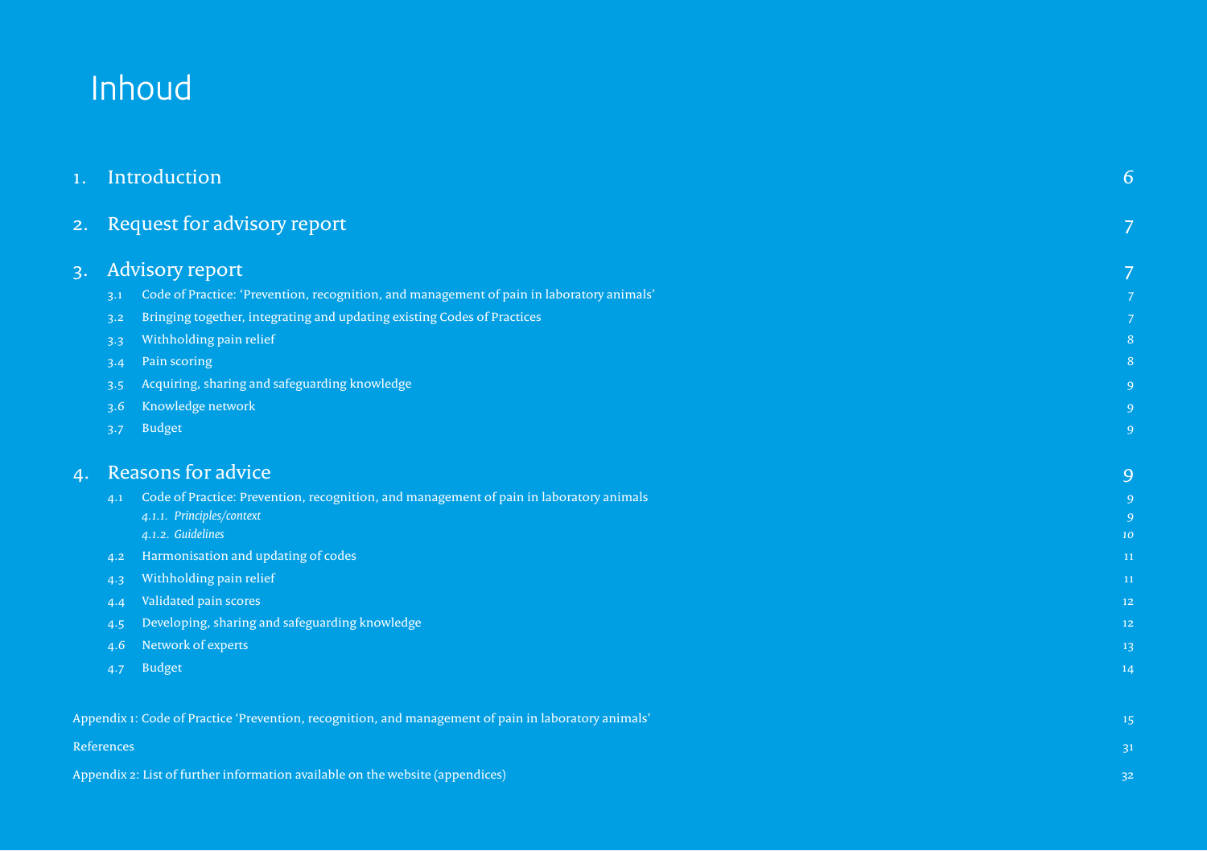# Inhoud

| | | |
|---|---|---|
| 1. | Introduction | 6 |
| 2. | Request for advisory report | 7 |
| 3. | Advisory report | 7 |
| 3.1 | Code of Practice: 'Prevention, recognition, and management of pain in laboratory animals' | 7 |
| 3.2 | Bringing together, integrating and updating existing Codes of Practices | 7 |
| 3.3 | Withholding pain relief | 8 |
| 3.4 | Pain scoring | 8 |
| 3.5 | Acquiring, sharing and safeguarding knowledge | 9 |
| 3.6 | Knowledge network | 9 |
| 3.7 | Budget | 9 |
| 4. | Reasons for advice | 9 |
| 4.1 | Code of Practice: Prevention, recognition, and management of pain in laboratory animals | 9 |
| | *4.1.1. Principles/context* | 9 |
| | *4.1.2. Guidelines* | 10 |
| 4.2 | Harmonisation and updating of codes | 11 |
| 4.3 | Withholding pain relief | 11 |
| 4.4 | Validated pain scores | 12 |
| 4.5 | Developing, sharing and safeguarding knowledge | 12 |
| 4.6 | Network of experts | 13 |
| 4.7 | Budget | 14 |

| | |
|---|---|
| Appendix 1: Code of Practice 'Prevention, recognition, and management of pain in laboratory animals' | 15 |
| References | 31 |
| Appendix 2: List of further information available on the website (appendices) | 32 |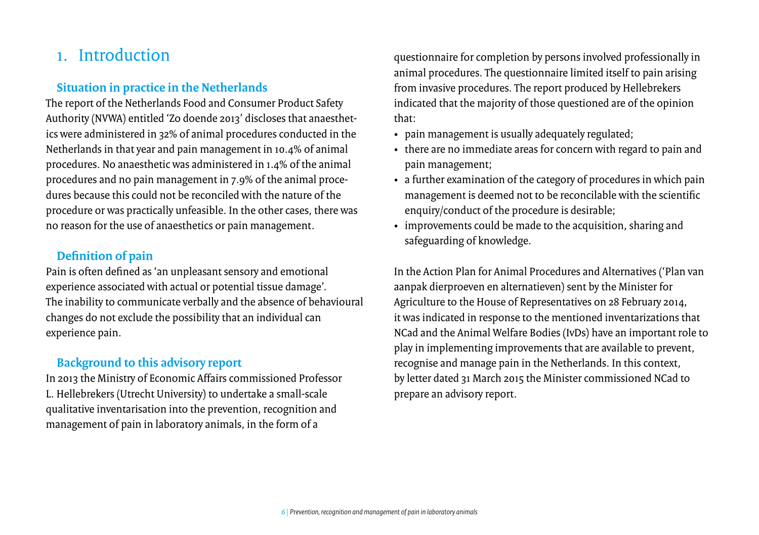# 1. Introduction

## Situation in practice in the Netherlands

The report of the Netherlands Food and Consumer Product Safety Authority (NVWA) entitled 'Zo doende 2013' discloses that anaesthetics were administered in 32% of animal procedures conducted in the Netherlands in that year and pain management in 10.4% of animal procedures. No anaesthetic was administered in 1.4% of the animal procedures and no pain management in 7.9% of the animal procedures because this could not be reconciled with the nature of the procedure or was practically unfeasible. In the other cases, there was no reason for the use of anaesthetics or pain management.

## Definition of pain

Pain is often defined as 'an unpleasant sensory and emotional experience associated with actual or potential tissue damage'. The inability to communicate verbally and the absence of behavioural changes do not exclude the possibility that an individual can experience pain.

## Background to this advisory report

In 2013 the Ministry of Economic Affairs commissioned Professor L. Hellebrekers (Utrecht University) to undertake a small-scale qualitative inventarisation into the prevention, recognition and management of pain in laboratory animals, in the form of a questionnaire for completion by persons involved professionally in animal procedures. The questionnaire limited itself to pain arising from invasive procedures. The report produced by Hellebrekers indicated that the majority of those questioned are of the opinion that:

- pain management is usually adequately regulated;
- there are no immediate areas for concern with regard to pain and pain management;
- a further examination of the category of procedures in which pain management is deemed not to be reconcilable with the scientific enquiry/conduct of the procedure is desirable;
- improvements could be made to the acquisition, sharing and safeguarding of knowledge.

In the Action Plan for Animal Procedures and Alternatives ('Plan van aanpak dierproeven en alternatieven) sent by the Minister for Agriculture to the House of Representatives on 28 February 2014, it was indicated in response to the mentioned inventarizations that NCad and the Animal Welfare Bodies (IvDs) have an important role to play in implementing improvements that are available to prevent, recognise and manage pain in the Netherlands. In this context, by letter dated 31 March 2015 the Minister commissioned NCad to prepare an advisory report.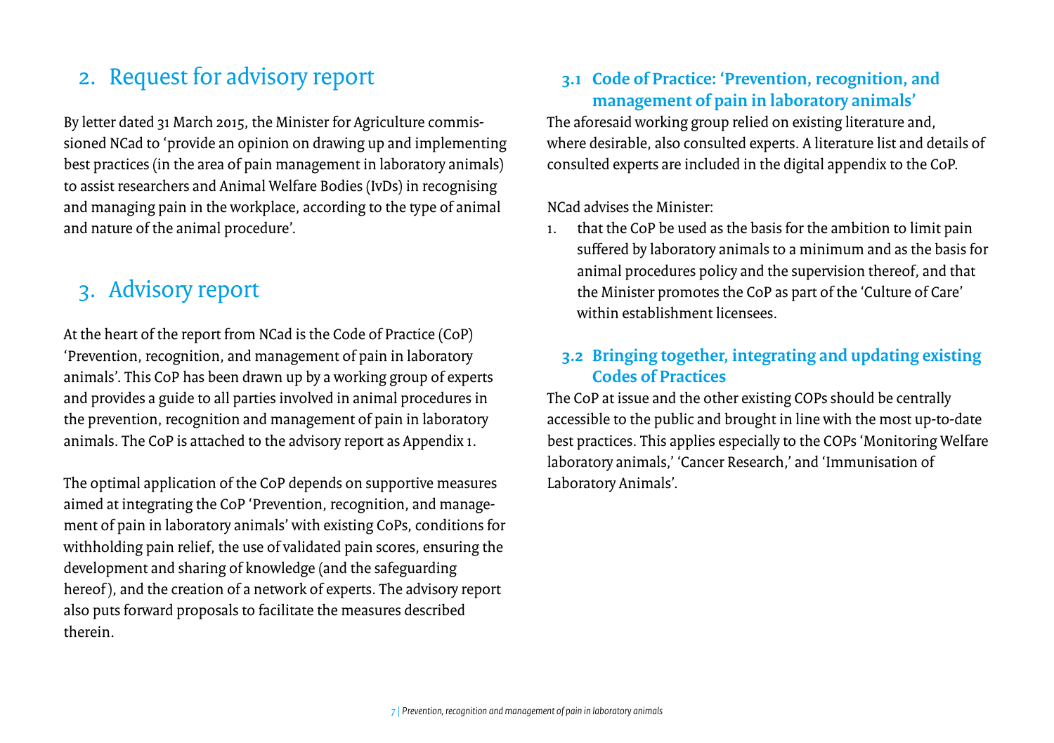## 2. Request for advisory report

By letter dated 31 March 2015, the Minister for Agriculture commissioned NCad to 'provide an opinion on drawing up and implementing best practices (in the area of pain management in laboratory animals) to assist researchers and Animal Welfare Bodies (IvDs) in recognising and managing pain in the workplace, according to the type of animal and nature of the animal procedure'.

## 3. Advisory report

At the heart of the report from NCad is the Code of Practice (CoP) 'Prevention, recognition, and management of pain in laboratory animals'. This CoP has been drawn up by a working group of experts and provides a guide to all parties involved in animal procedures in the prevention, recognition and management of pain in laboratory animals. The CoP is attached to the advisory report as Appendix 1.

The optimal application of the CoP depends on supportive measures aimed at integrating the CoP 'Prevention, recognition, and management of pain in laboratory animals' with existing CoPs, conditions for withholding pain relief, the use of validated pain scores, ensuring the development and sharing of knowledge (and the safeguarding hereof), and the creation of a network of experts. The advisory report also puts forward proposals to facilitate the measures described therein.

### 3.1 Code of Practice: 'Prevention, recognition, and management of pain in laboratory animals'

The aforesaid working group relied on existing literature and, where desirable, also consulted experts. A literature list and details of consulted experts are included in the digital appendix to the CoP.

NCad advises the Minister:

1. that the CoP be used as the basis for the ambition to limit pain suffered by laboratory animals to a minimum and as the basis for animal procedures policy and the supervision thereof, and that the Minister promotes the CoP as part of the 'Culture of Care' within establishment licensees.

### 3.2 Bringing together, integrating and updating existing Codes of Practices

The CoP at issue and the other existing COPs should be centrally accessible to the public and brought in line with the most up-to-date best practices. This applies especially to the COPs 'Monitoring Welfare laboratory animals,' 'Cancer Research,' and 'Immunisation of Laboratory Animals'.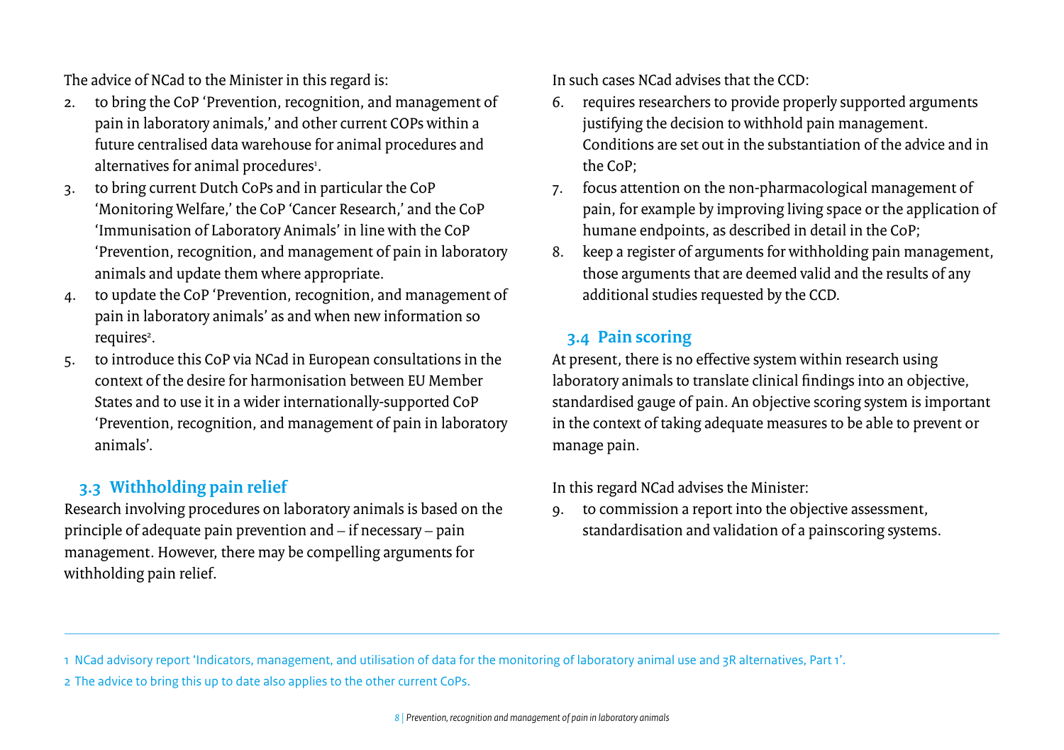The advice of NCad to the Minister in this regard is:

2. to bring the CoP 'Prevention, recognition, and management of pain in laboratory animals,' and other current COPs within a future centralised data warehouse for animal procedures and alternatives for animal procedures[1].
3. to bring current Dutch CoPs and in particular the CoP 'Monitoring Welfare,' the CoP 'Cancer Research,' and the CoP 'Immunisation of Laboratory Animals' in line with the CoP 'Prevention, recognition, and management of pain in laboratory animals and update them where appropriate.
4. to update the CoP 'Prevention, recognition, and management of pain in laboratory animals' as and when new information so requires[2].
5. to introduce this CoP via NCad in European consultations in the context of the desire for harmonisation between EU Member States and to use it in a wider internationally-supported CoP 'Prevention, recognition, and management of pain in laboratory animals'.

## 3.3 Withholding pain relief

Research involving procedures on laboratory animals is based on the principle of adequate pain prevention and – if necessary – pain management. However, there may be compelling arguments for withholding pain relief.

In such cases NCad advises that the CCD:

6. requires researchers to provide properly supported arguments justifying the decision to withhold pain management. Conditions are set out in the substantiation of the advice and in the CoP;
7. focus attention on the non-pharmacological management of pain, for example by improving living space or the application of humane endpoints, as described in detail in the CoP;
8. keep a register of arguments for withholding pain management, those arguments that are deemed valid and the results of any additional studies requested by the CCD.

## 3.4 Pain scoring

At present, there is no effective system within research using laboratory animals to translate clinical findings into an objective, standardised gauge of pain. An objective scoring system is important in the context of taking adequate measures to be able to prevent or manage pain.

In this regard NCad advises the Minister:

9. to commission a report into the objective assessment, standardisation and validation of a painscoring systems.

---

1 NCad advisory report 'Indicators, management, and utilisation of data for the monitoring of laboratory animal use and 3R alternatives, Part 1'.

2 The advice to bring this up to date also applies to the other current CoPs.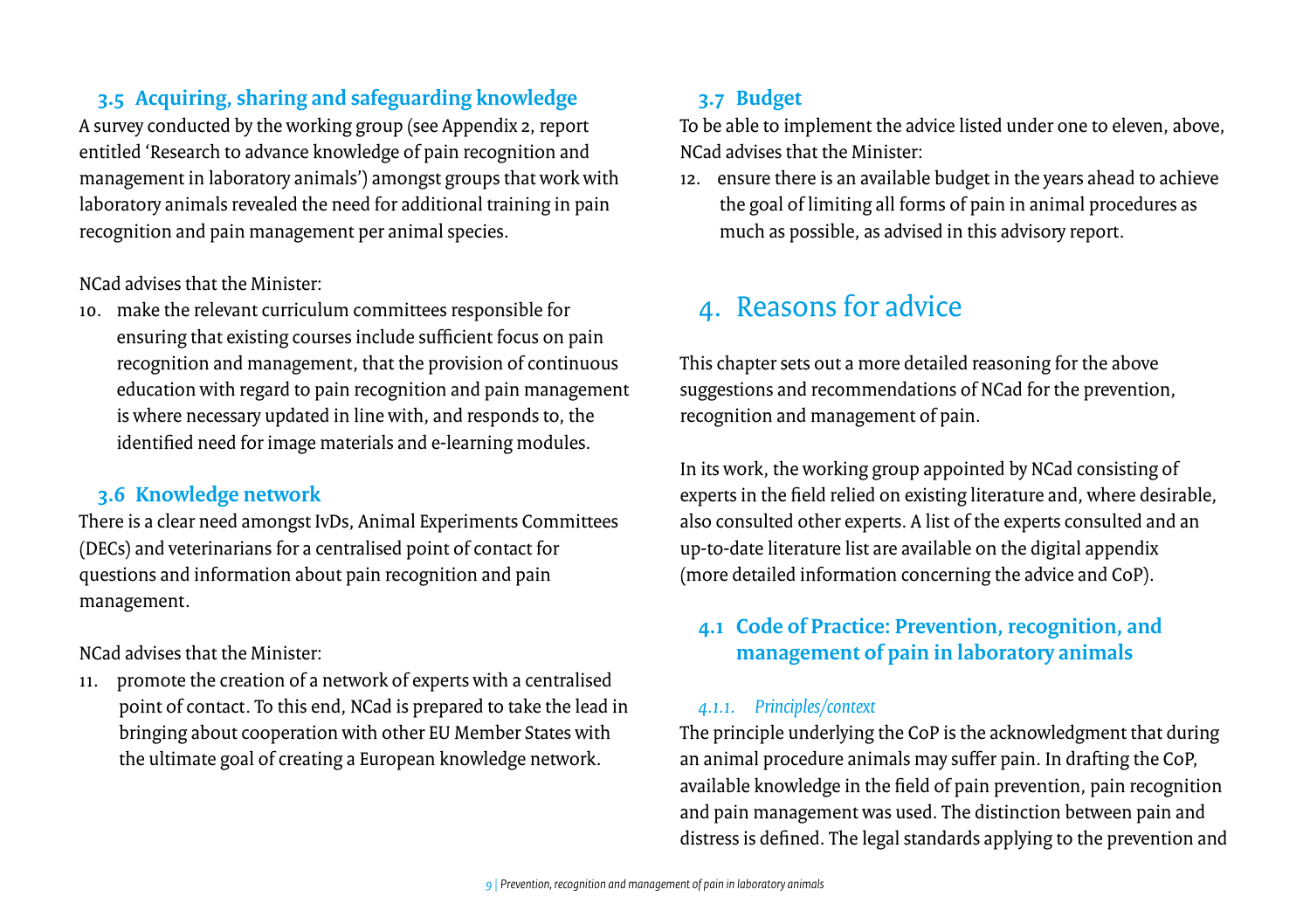### 3.5 Acquiring, sharing and safeguarding knowledge

A survey conducted by the working group (see Appendix 2, report entitled 'Research to advance knowledge of pain recognition and management in laboratory animals') amongst groups that work with laboratory animals revealed the need for additional training in pain recognition and pain management per animal species.

NCad advises that the Minister:

10. make the relevant curriculum committees responsible for ensuring that existing courses include sufficient focus on pain recognition and management, that the provision of continuous education with regard to pain recognition and pain management is where necessary updated in line with, and responds to, the identified need for image materials and e-learning modules.

### 3.6 Knowledge network

There is a clear need amongst IvDs, Animal Experiments Committees (DECs) and veterinarians for a centralised point of contact for questions and information about pain recognition and pain management.

NCad advises that the Minister:

11. promote the creation of a network of experts with a centralised point of contact. To this end, NCad is prepared to take the lead in bringing about cooperation with other EU Member States with the ultimate goal of creating a European knowledge network.

### 3.7 Budget

To be able to implement the advice listed under one to eleven, above, NCad advises that the Minister:

12. ensure there is an available budget in the years ahead to achieve the goal of limiting all forms of pain in animal procedures as much as possible, as advised in this advisory report.

## 4. Reasons for advice

This chapter sets out a more detailed reasoning for the above suggestions and recommendations of NCad for the prevention, recognition and management of pain.

In its work, the working group appointed by NCad consisting of experts in the field relied on existing literature and, where desirable, also consulted other experts. A list of the experts consulted and an up-to-date literature list are available on the digital appendix (more detailed information concerning the advice and CoP).

### 4.1 Code of Practice: Prevention, recognition, and management of pain in laboratory animals

#### *4.1.1. Principles/context*

The principle underlying the CoP is the acknowledgment that during an animal procedure animals may suffer pain. In drafting the CoP, available knowledge in the field of pain prevention, pain recognition and pain management was used. The distinction between pain and distress is defined. The legal standards applying to the prevention and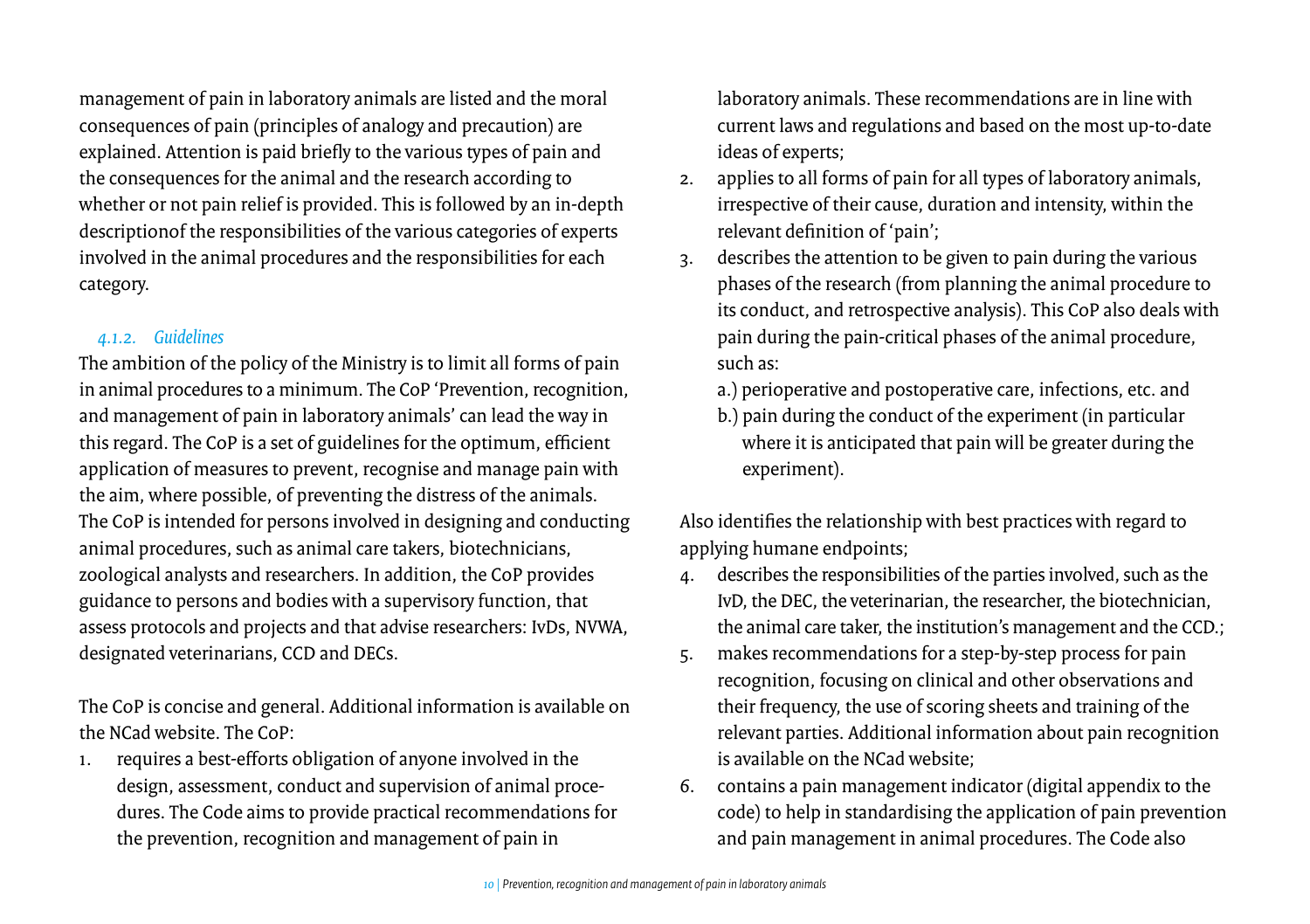management of pain in laboratory animals are listed and the moral consequences of pain (principles of analogy and precaution) are explained. Attention is paid briefly to the various types of pain and the consequences for the animal and the research according to whether or not pain relief is provided. This is followed by an in-depth descriptionof the responsibilities of the various categories of experts involved in the animal procedures and the responsibilities for each category.

### *4.1.2. Guidelines*

The ambition of the policy of the Ministry is to limit all forms of pain in animal procedures to a minimum. The CoP 'Prevention, recognition, and management of pain in laboratory animals' can lead the way in this regard. The CoP is a set of guidelines for the optimum, efficient application of measures to prevent, recognise and manage pain with the aim, where possible, of preventing the distress of the animals. The CoP is intended for persons involved in designing and conducting animal procedures, such as animal care takers, biotechnicians, zoological analysts and researchers. In addition, the CoP provides guidance to persons and bodies with a supervisory function, that assess protocols and projects and that advise researchers: IvDs, NVWA, designated veterinarians, CCD and DECs.

The CoP is concise and general. Additional information is available on the NCad website. The CoP:

1. requires a best-efforts obligation of anyone involved in the design, assessment, conduct and supervision of animal procedures. The Code aims to provide practical recommendations for the prevention, recognition and management of pain in laboratory animals. These recommendations are in line with current laws and regulations and based on the most up-to-date ideas of experts;
2. applies to all forms of pain for all types of laboratory animals, irrespective of their cause, duration and intensity, within the relevant definition of 'pain';
3. describes the attention to be given to pain during the various phases of the research (from planning the animal procedure to its conduct, and retrospective analysis). This CoP also deals with pain during the pain-critical phases of the animal procedure, such as:
   a.) perioperative and postoperative care, infections, etc. and
   b.) pain during the conduct of the experiment (in particular where it is anticipated that pain will be greater during the experiment).

Also identifies the relationship with best practices with regard to applying humane endpoints;

4. describes the responsibilities of the parties involved, such as the IvD, the DEC, the veterinarian, the researcher, the biotechnician, the animal care taker, the institution's management and the CCD.;
5. makes recommendations for a step-by-step process for pain recognition, focusing on clinical and other observations and their frequency, the use of scoring sheets and training of the relevant parties. Additional information about pain recognition is available on the NCad website;
6. contains a pain management indicator (digital appendix to the code) to help in standardising the application of pain prevention and pain management in animal procedures. The Code also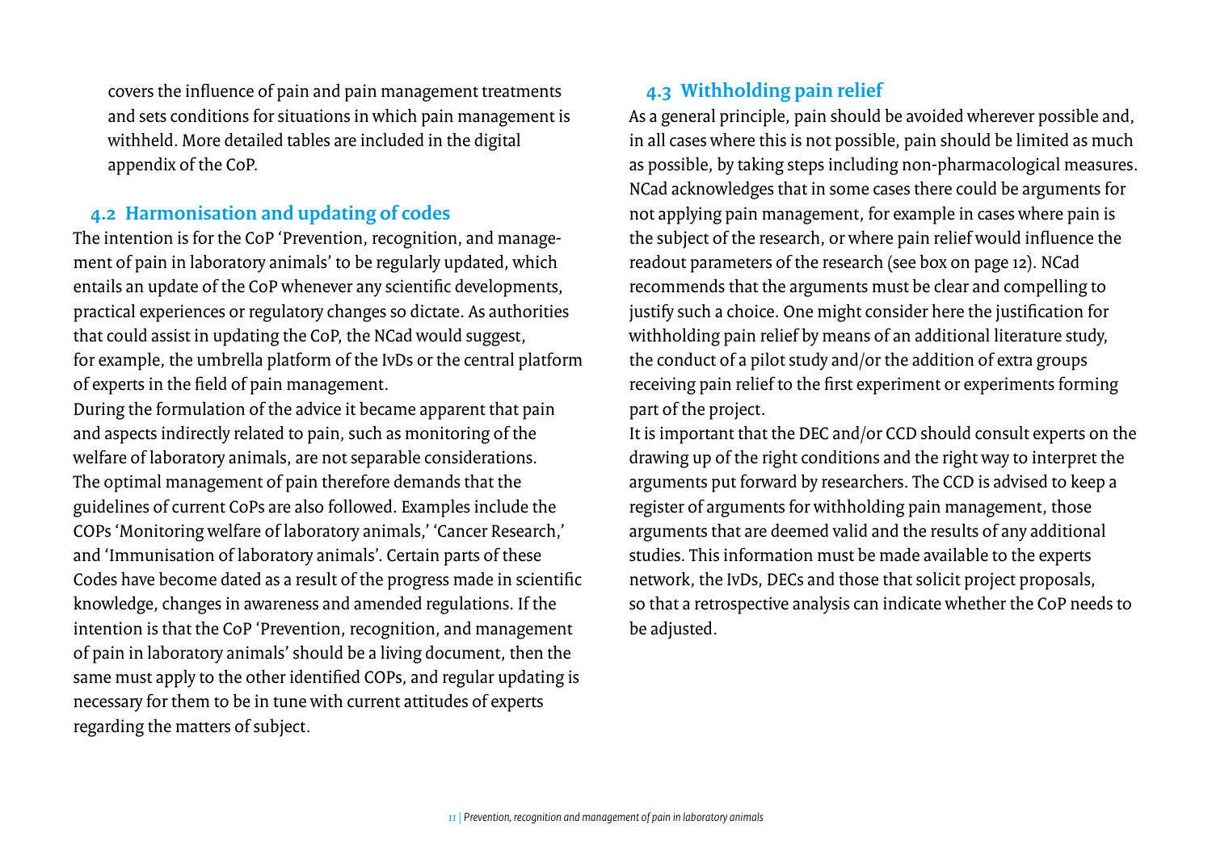covers the influence of pain and pain management treatments and sets conditions for situations in which pain management is withheld. More detailed tables are included in the digital appendix of the CoP.

## 4.2 Harmonisation and updating of codes

The intention is for the CoP 'Prevention, recognition, and management of pain in laboratory animals' to be regularly updated, which entails an update of the CoP whenever any scientific developments, practical experiences or regulatory changes so dictate. As authorities that could assist in updating the CoP, the NCad would suggest, for example, the umbrella platform of the IvDs or the central platform of experts in the field of pain management.

During the formulation of the advice it became apparent that pain and aspects indirectly related to pain, such as monitoring of the welfare of laboratory animals, are not separable considerations. The optimal management of pain therefore demands that the guidelines of current CoPs are also followed. Examples include the COPs 'Monitoring welfare of laboratory animals,' 'Cancer Research,' and 'Immunisation of laboratory animals'. Certain parts of these Codes have become dated as a result of the progress made in scientific knowledge, changes in awareness and amended regulations. If the intention is that the CoP 'Prevention, recognition, and management of pain in laboratory animals' should be a living document, then the same must apply to the other identified COPs, and regular updating is necessary for them to be in tune with current attitudes of experts regarding the matters of subject.

## 4.3 Withholding pain relief

As a general principle, pain should be avoided wherever possible and, in all cases where this is not possible, pain should be limited as much as possible, by taking steps including non-pharmacological measures. NCad acknowledges that in some cases there could be arguments for not applying pain management, for example in cases where pain is the subject of the research, or where pain relief would influence the readout parameters of the research (see box on page 12). NCad recommends that the arguments must be clear and compelling to justify such a choice. One might consider here the justification for withholding pain relief by means of an additional literature study, the conduct of a pilot study and/or the addition of extra groups receiving pain relief to the first experiment or experiments forming part of the project.

It is important that the DEC and/or CCD should consult experts on the drawing up of the right conditions and the right way to interpret the arguments put forward by researchers. The CCD is advised to keep a register of arguments for withholding pain management, those arguments that are deemed valid and the results of any additional studies. This information must be made available to the experts network, the IvDs, DECs and those that solicit project proposals, so that a retrospective analysis can indicate whether the CoP needs to be adjusted.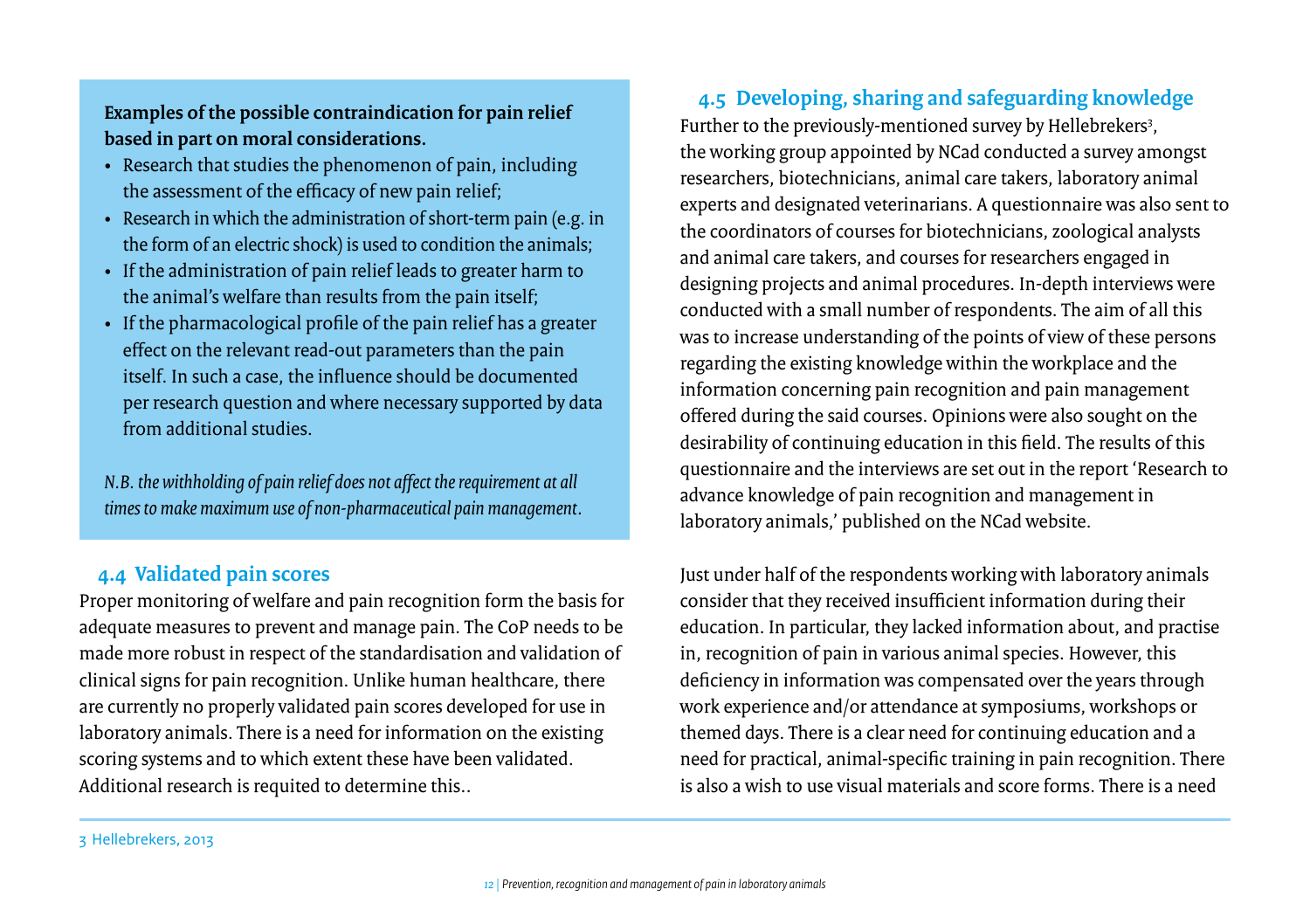**Examples of the possible contraindication for pain relief based in part on moral considerations.**

- Research that studies the phenomenon of pain, including the assessment of the efficacy of new pain relief;
- Research in which the administration of short-term pain (e.g. in the form of an electric shock) is used to condition the animals;
- If the administration of pain relief leads to greater harm to the animal's welfare than results from the pain itself;
- If the pharmacological profile of the pain relief has a greater effect on the relevant read-out parameters than the pain itself. In such a case, the influence should be documented per research question and where necessary supported by data from additional studies.

*N.B. the withholding of pain relief does not affect the requirement at all times to make maximum use of non-pharmaceutical pain management.*

## 4.4 Validated pain scores

Proper monitoring of welfare and pain recognition form the basis for adequate measures to prevent and manage pain. The CoP needs to be made more robust in respect of the standardisation and validation of clinical signs for pain recognition. Unlike human healthcare, there are currently no properly validated pain scores developed for use in laboratory animals. There is a need for information on the existing scoring systems and to which extent these have been validated. Additional research is requited to determine this..

## 4.5 Developing, sharing and safeguarding knowledge

Further to the previously-mentioned survey by Hellebrekers[3], the working group appointed by NCad conducted a survey amongst researchers, biotechnicians, animal care takers, laboratory animal experts and designated veterinarians. A questionnaire was also sent to the coordinators of courses for biotechnicians, zoological analysts and animal care takers, and courses for researchers engaged in designing projects and animal procedures. In-depth interviews were conducted with a small number of respondents. The aim of all this was to increase understanding of the points of view of these persons regarding the existing knowledge within the workplace and the information concerning pain recognition and pain management offered during the said courses. Opinions were also sought on the desirability of continuing education in this field. The results of this questionnaire and the interviews are set out in the report 'Research to advance knowledge of pain recognition and management in laboratory animals,' published on the NCad website.

Just under half of the respondents working with laboratory animals consider that they received insufficient information during their education. In particular, they lacked information about, and practise in, recognition of pain in various animal species. However, this deficiency in information was compensated over the years through work experience and/or attendance at symposiums, workshops or themed days. There is a clear need for continuing education and a need for practical, animal-specific training in pain recognition. There is also a wish to use visual materials and score forms. There is a need

3 Hellebrekers, 2013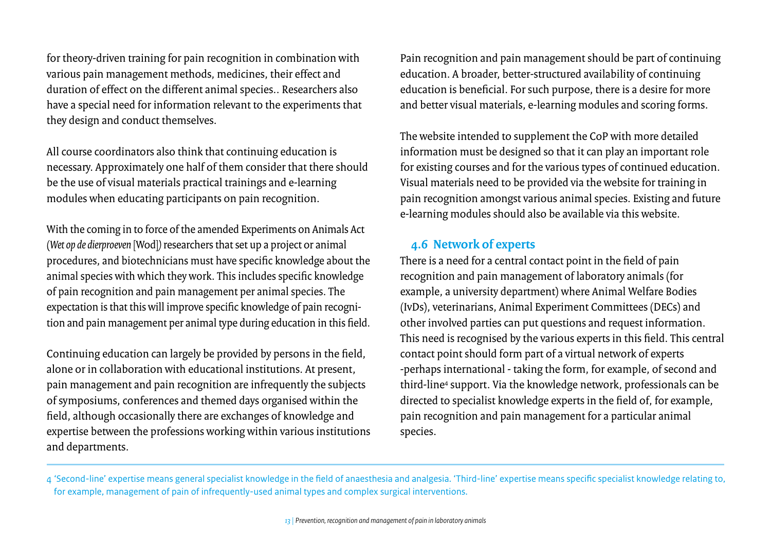for theory-driven training for pain recognition in combination with various pain management methods, medicines, their effect and duration of effect on the different animal species.. Researchers also have a special need for information relevant to the experiments that they design and conduct themselves.

All course coordinators also think that continuing education is necessary. Approximately one half of them consider that there should be the use of visual materials practical trainings and e-learning modules when educating participants on pain recognition.

With the coming in to force of the amended Experiments on Animals Act (*Wet op de dierproeven* [Wod]) researchers that set up a project or animal procedures, and biotechnicians must have specific knowledge about the animal species with which they work. This includes specific knowledge of pain recognition and pain management per animal species. The expectation is that this will improve specific knowledge of pain recognition and pain management per animal type during education in this field.

Continuing education can largely be provided by persons in the field, alone or in collaboration with educational institutions. At present, pain management and pain recognition are infrequently the subjects of symposiums, conferences and themed days organised within the field, although occasionally there are exchanges of knowledge and expertise between the professions working within various institutions and departments.

Pain recognition and pain management should be part of continuing education. A broader, better-structured availability of continuing education is beneficial. For such purpose, there is a desire for more and better visual materials, e-learning modules and scoring forms.

The website intended to supplement the CoP with more detailed information must be designed so that it can play an important role for existing courses and for the various types of continued education. Visual materials need to be provided via the website for training in pain recognition amongst various animal species. Existing and future e-learning modules should also be available via this website.

## 4.6 Network of experts

There is a need for a central contact point in the field of pain recognition and pain management of laboratory animals (for example, a university department) where Animal Welfare Bodies (IvDs), veterinarians, Animal Experiment Committees (DECs) and other involved parties can put questions and request information. This need is recognised by the various experts in this field. This central contact point should form part of a virtual network of experts -perhaps international - taking the form, for example, of second and third-line[4] support. Via the knowledge network, professionals can be directed to specialist knowledge experts in the field of, for example, pain recognition and pain management for a particular animal species.

4 'Second-line' expertise means general specialist knowledge in the field of anaesthesia and analgesia. 'Third-line' expertise means specific specialist knowledge relating to, for example, management of pain of infrequently-used animal types and complex surgical interventions.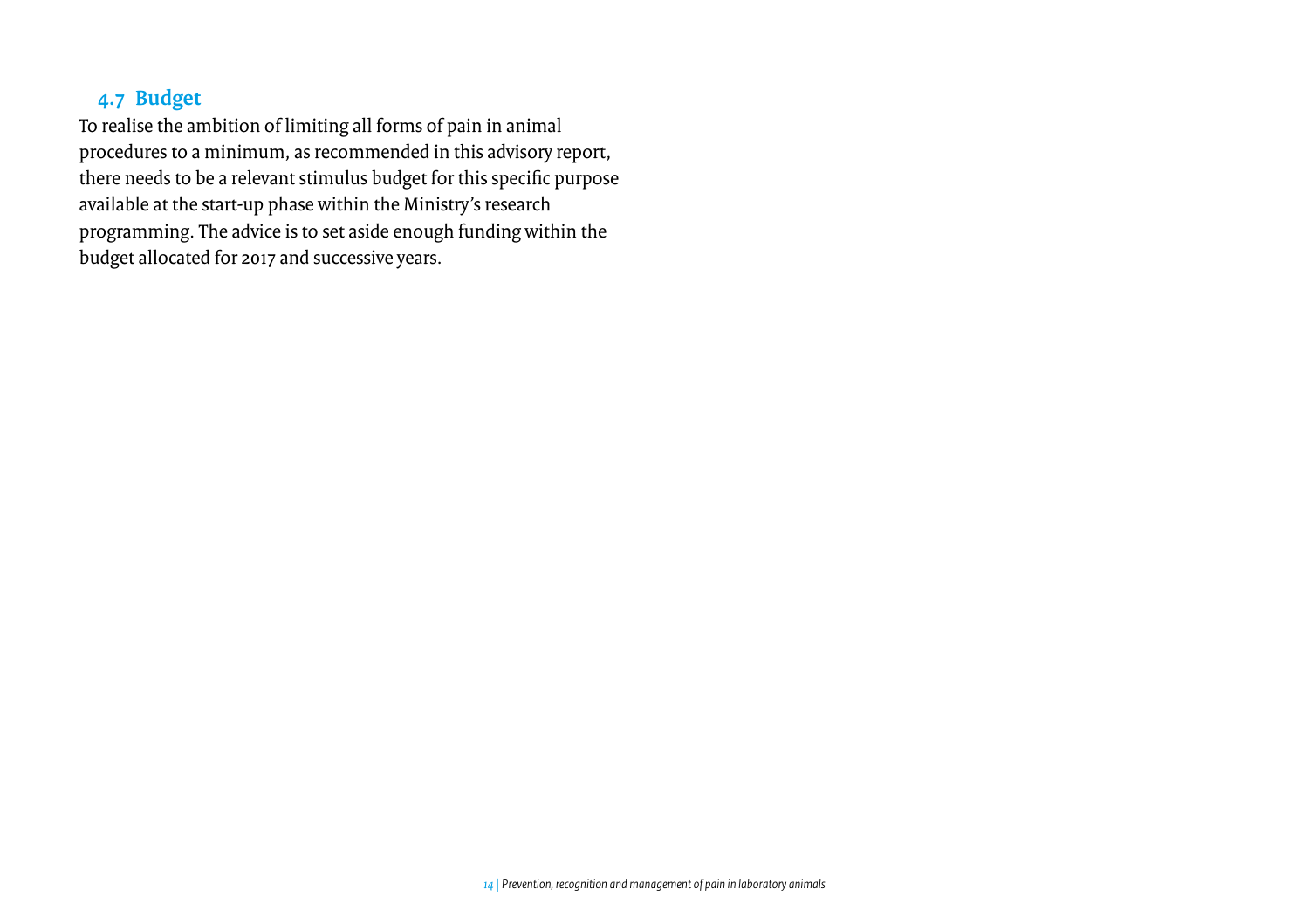## 4.7 Budget

To realise the ambition of limiting all forms of pain in animal procedures to a minimum, as recommended in this advisory report, there needs to be a relevant stimulus budget for this specific purpose available at the start-up phase within the Ministry's research programming. The advice is to set aside enough funding within the budget allocated for 2017 and successive years.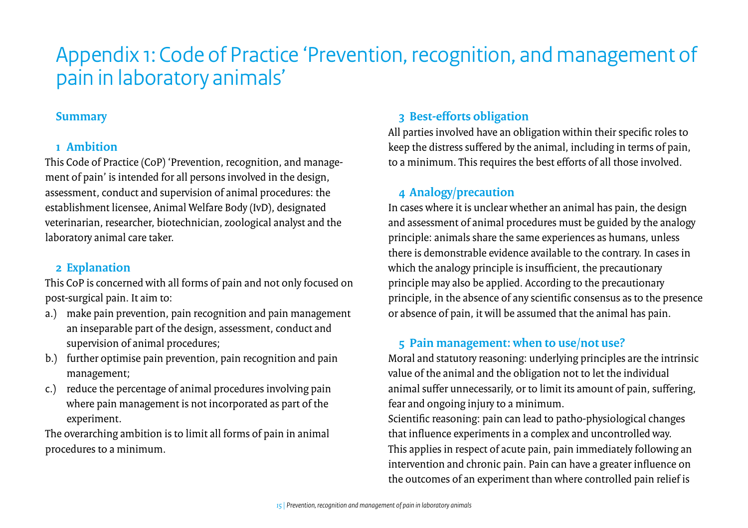# Appendix 1: Code of Practice 'Prevention, recognition, and management of pain in laboratory animals'

## Summary

### 1 Ambition

This Code of Practice (CoP) 'Prevention, recognition, and management of pain' is intended for all persons involved in the design, assessment, conduct and supervision of animal procedures: the establishment licensee, Animal Welfare Body (IvD), designated veterinarian, researcher, biotechnician, zoological analyst and the laboratory animal care taker.

### 2 Explanation

This CoP is concerned with all forms of pain and not only focused on post-surgical pain. It aim to:

a.) make pain prevention, pain recognition and pain management an inseparable part of the design, assessment, conduct and supervision of animal procedures;
b.) further optimise pain prevention, pain recognition and pain management;
c.) reduce the percentage of animal procedures involving pain where pain management is not incorporated as part of the experiment.

The overarching ambition is to limit all forms of pain in animal procedures to a minimum.

### 3 Best-efforts obligation

All parties involved have an obligation within their specific roles to keep the distress suffered by the animal, including in terms of pain, to a minimum. This requires the best efforts of all those involved.

### 4 Analogy/precaution

In cases where it is unclear whether an animal has pain, the design and assessment of animal procedures must be guided by the analogy principle: animals share the same experiences as humans, unless there is demonstrable evidence available to the contrary. In cases in which the analogy principle is insufficient, the precautionary principle may also be applied. According to the precautionary principle, in the absence of any scientific consensus as to the presence or absence of pain, it will be assumed that the animal has pain.

### 5 Pain management: when to use/not use?

Moral and statutory reasoning: underlying principles are the intrinsic value of the animal and the obligation not to let the individual animal suffer unnecessarily, or to limit its amount of pain, suffering, fear and ongoing injury to a minimum.
Scientific reasoning: pain can lead to patho-physiological changes that influence experiments in a complex and uncontrolled way. This applies in respect of acute pain, pain immediately following an intervention and chronic pain. Pain can have a greater influence on the outcomes of an experiment than where controlled pain relief is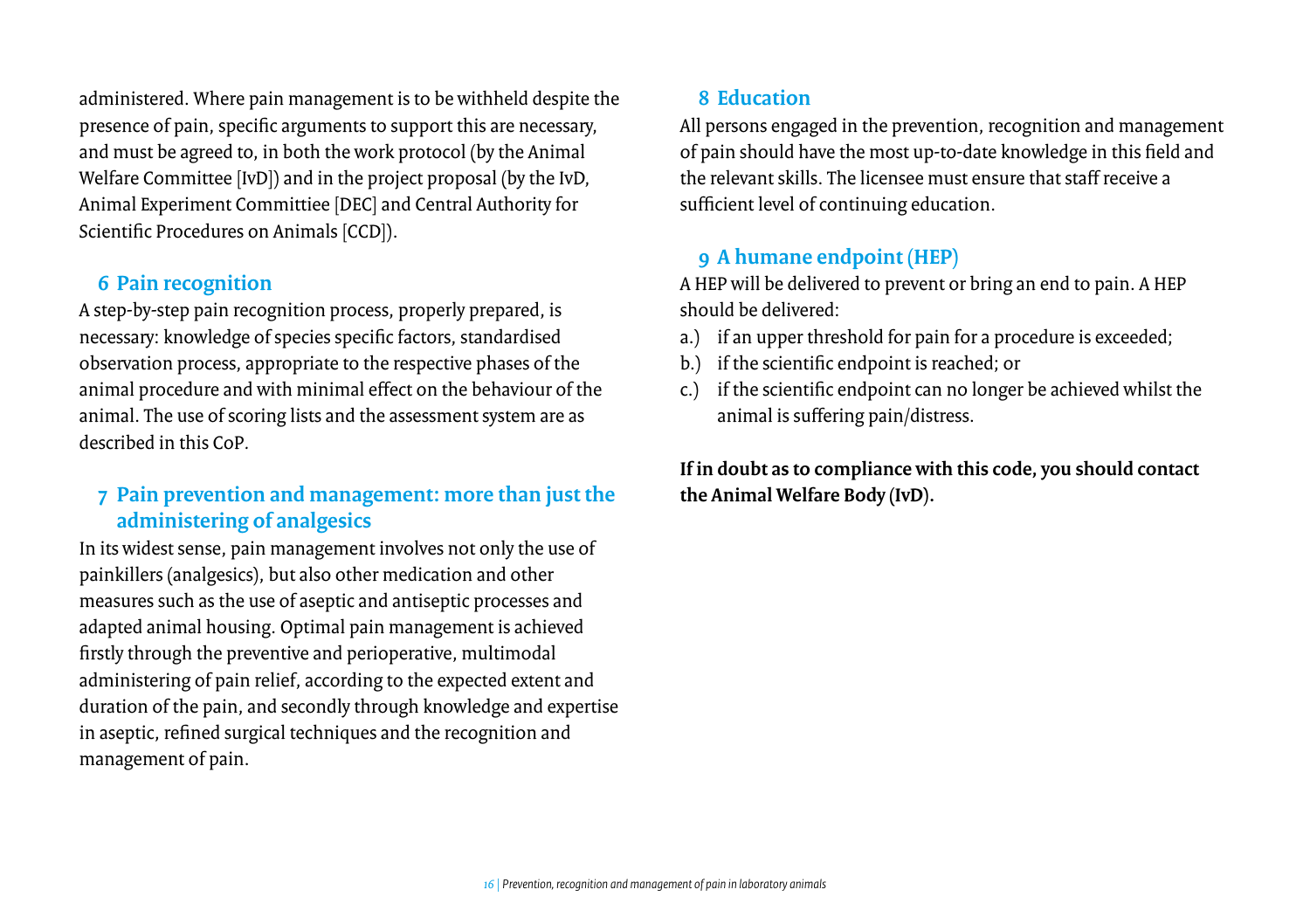administered. Where pain management is to be withheld despite the presence of pain, specific arguments to support this are necessary, and must be agreed to, in both the work protocol (by the Animal Welfare Committee [IvD]) and in the project proposal (by the IvD, Animal Experiment Committiee [DEC] and Central Authority for Scientific Procedures on Animals [CCD]).

## 6 Pain recognition

A step-by-step pain recognition process, properly prepared, is necessary: knowledge of species specific factors, standardised observation process, appropriate to the respective phases of the animal procedure and with minimal effect on the behaviour of the animal. The use of scoring lists and the assessment system are as described in this CoP.

## 7 Pain prevention and management: more than just the administering of analgesics

In its widest sense, pain management involves not only the use of painkillers (analgesics), but also other medication and other measures such as the use of aseptic and antiseptic processes and adapted animal housing. Optimal pain management is achieved firstly through the preventive and perioperative, multimodal administering of pain relief, according to the expected extent and duration of the pain, and secondly through knowledge and expertise in aseptic, refined surgical techniques and the recognition and management of pain.

## 8 Education

All persons engaged in the prevention, recognition and management of pain should have the most up-to-date knowledge in this field and the relevant skills. The licensee must ensure that staff receive a sufficient level of continuing education.

## 9 A humane endpoint (HEP)

A HEP will be delivered to prevent or bring an end to pain. A HEP should be delivered:

a.) if an upper threshold for pain for a procedure is exceeded;
b.) if the scientific endpoint is reached; or
c.) if the scientific endpoint can no longer be achieved whilst the animal is suffering pain/distress.

**If in doubt as to compliance with this code, you should contact the Animal Welfare Body (IvD).**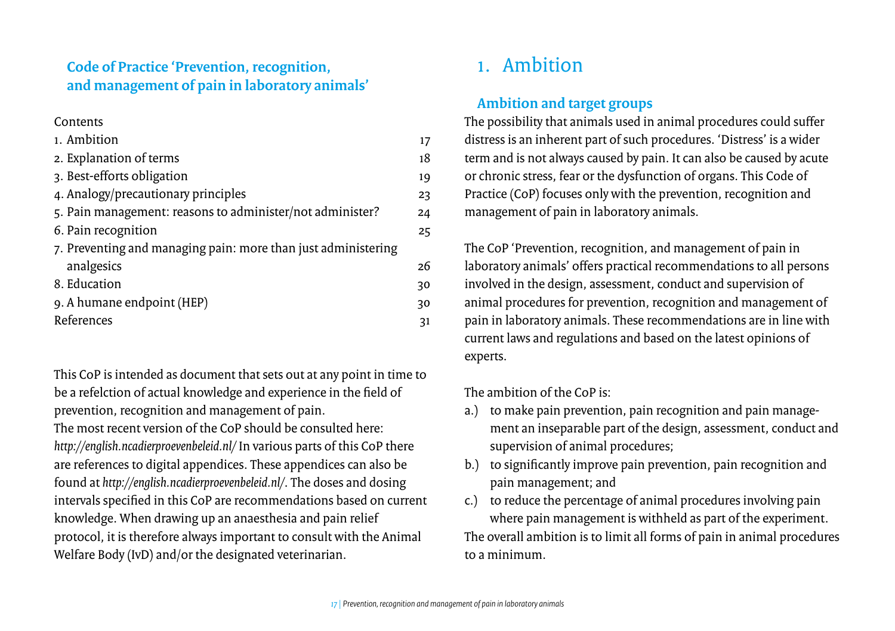## Code of Practice 'Prevention, recognition, and management of pain in laboratory animals'

Contents

| | |
|---|---|
| 1. Ambition | 17 |
| 2. Explanation of terms | 18 |
| 3. Best-efforts obligation | 19 |
| 4. Analogy/precautionary principles | 23 |
| 5. Pain management: reasons to administer/not administer? | 24 |
| 6. Pain recognition | 25 |
| 7. Preventing and managing pain: more than just administering analgesics | 26 |
| 8. Education | 30 |
| 9. A humane endpoint (HEP) | 30 |
| References | 31 |

This CoP is intended as document that sets out at any point in time to be a refelction of actual knowledge and experience in the field of prevention, recognition and management of pain.
The most recent version of the CoP should be consulted here: *http://english.ncadierproevenbeleid.nl/* In various parts of this CoP there are references to digital appendices. These appendices can also be found at *http://english.ncadierproevenbeleid.nl/*. The doses and dosing intervals specified in this CoP are recommendations based on current knowledge. When drawing up an anaesthesia and pain relief protocol, it is therefore always important to consult with the Animal Welfare Body (IvD) and/or the designated veterinarian.

# 1. Ambition

## Ambition and target groups

The possibility that animals used in animal procedures could suffer distress is an inherent part of such procedures. 'Distress' is a wider term and is not always caused by pain. It can also be caused by acute or chronic stress, fear or the dysfunction of organs. This Code of Practice (CoP) focuses only with the prevention, recognition and management of pain in laboratory animals.

The CoP 'Prevention, recognition, and management of pain in laboratory animals' offers practical recommendations to all persons involved in the design, assessment, conduct and supervision of animal procedures for prevention, recognition and management of pain in laboratory animals. These recommendations are in line with current laws and regulations and based on the latest opinions of experts.

The ambition of the CoP is:

a.) to make pain prevention, pain recognition and pain management an inseparable part of the design, assessment, conduct and supervision of animal procedures;
b.) to significantly improve pain prevention, pain recognition and pain management; and
c.) to reduce the percentage of animal procedures involving pain where pain management is withheld as part of the experiment.

The overall ambition is to limit all forms of pain in animal procedures to a minimum.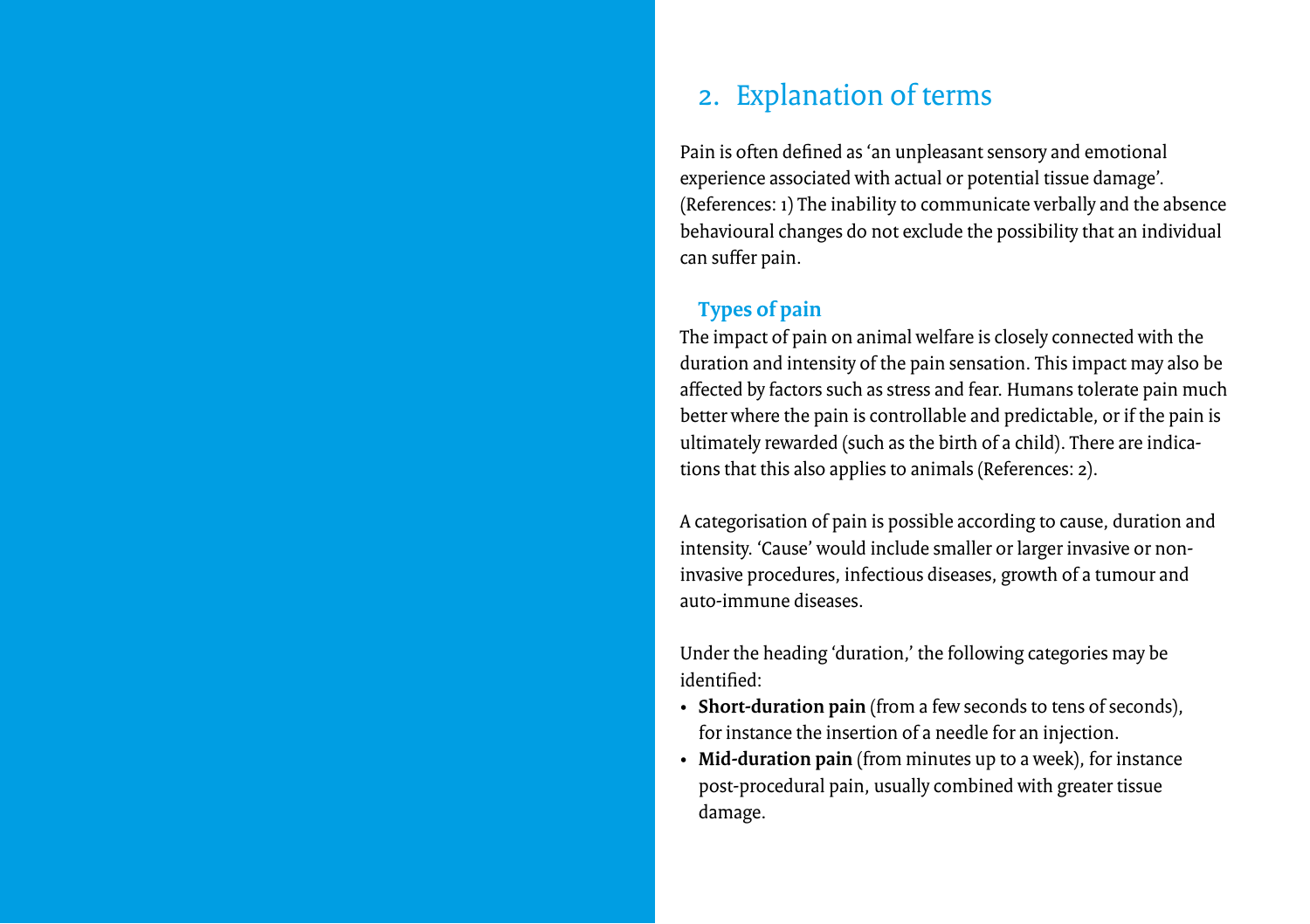## 2. Explanation of terms

Pain is often defined as 'an unpleasant sensory and emotional experience associated with actual or potential tissue damage'. (References: 1) The inability to communicate verbally and the absence behavioural changes do not exclude the possibility that an individual can suffer pain.

### Types of pain

The impact of pain on animal welfare is closely connected with the duration and intensity of the pain sensation. This impact may also be affected by factors such as stress and fear. Humans tolerate pain much better where the pain is controllable and predictable, or if the pain is ultimately rewarded (such as the birth of a child). There are indications that this also applies to animals (References: 2).

A categorisation of pain is possible according to cause, duration and intensity. 'Cause' would include smaller or larger invasive or non-invasive procedures, infectious diseases, growth of a tumour and auto-immune diseases.

Under the heading 'duration,' the following categories may be identified:

- **Short-duration pain** (from a few seconds to tens of seconds), for instance the insertion of a needle for an injection.
- **Mid-duration pain** (from minutes up to a week), for instance post-procedural pain, usually combined with greater tissue damage.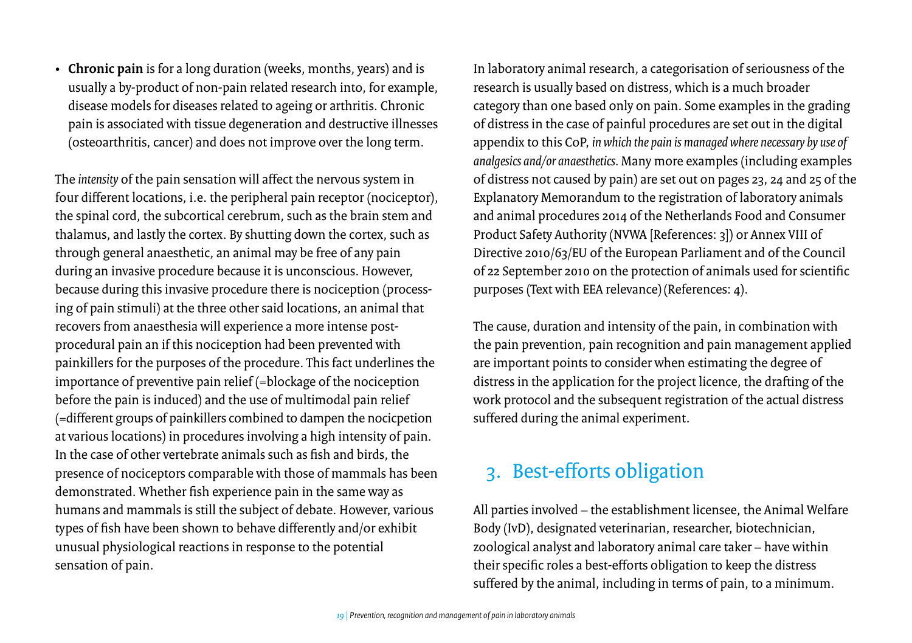- **Chronic pain** is for a long duration (weeks, months, years) and is usually a by-product of non-pain related research into, for example, disease models for diseases related to ageing or arthritis. Chronic pain is associated with tissue degeneration and destructive illnesses (osteoarthritis, cancer) and does not improve over the long term.

The *intensity* of the pain sensation will affect the nervous system in four different locations, i.e. the peripheral pain receptor (nociceptor), the spinal cord, the subcortical cerebrum, such as the brain stem and thalamus, and lastly the cortex. By shutting down the cortex, such as through general anaesthetic, an animal may be free of any pain during an invasive procedure because it is unconscious. However, because during this invasive procedure there is nociception (processing of pain stimuli) at the three other said locations, an animal that recovers from anaesthesia will experience a more intense post-procedural pain an if this nociception had been prevented with painkillers for the purposes of the procedure. This fact underlines the importance of preventive pain relief (=blockage of the nociception before the pain is induced) and the use of multimodal pain relief (=different groups of painkillers combined to dampen the nocicpetion at various locations) in procedures involving a high intensity of pain. In the case of other vertebrate animals such as fish and birds, the presence of nociceptors comparable with those of mammals has been demonstrated. Whether fish experience pain in the same way as humans and mammals is still the subject of debate. However, various types of fish have been shown to behave differently and/or exhibit unusual physiological reactions in response to the potential sensation of pain.

In laboratory animal research, a categorisation of seriousness of the research is usually based on distress, which is a much broader category than one based only on pain. Some examples in the grading of distress in the case of painful procedures are set out in the digital appendix to this CoP, *in which the pain is managed where necessary by use of analgesics and/or anaesthetics.* Many more examples (including examples of distress not caused by pain) are set out on pages 23, 24 and 25 of the Explanatory Memorandum to the registration of laboratory animals and animal procedures 2014 of the Netherlands Food and Consumer Product Safety Authority (NVWA [References: 3]) or Annex VIII of Directive 2010/63/EU of the European Parliament and of the Council of 22 September 2010 on the protection of animals used for scientific purposes (Text with EEA relevance) (References: 4).

The cause, duration and intensity of the pain, in combination with the pain prevention, pain recognition and pain management applied are important points to consider when estimating the degree of distress in the application for the project licence, the drafting of the work protocol and the subsequent registration of the actual distress suffered during the animal experiment.

## 3. Best-efforts obligation

All parties involved – the establishment licensee, the Animal Welfare Body (IvD), designated veterinarian, researcher, biotechnician, zoological analyst and laboratory animal care taker – have within their specific roles a best-efforts obligation to keep the distress suffered by the animal, including in terms of pain, to a minimum.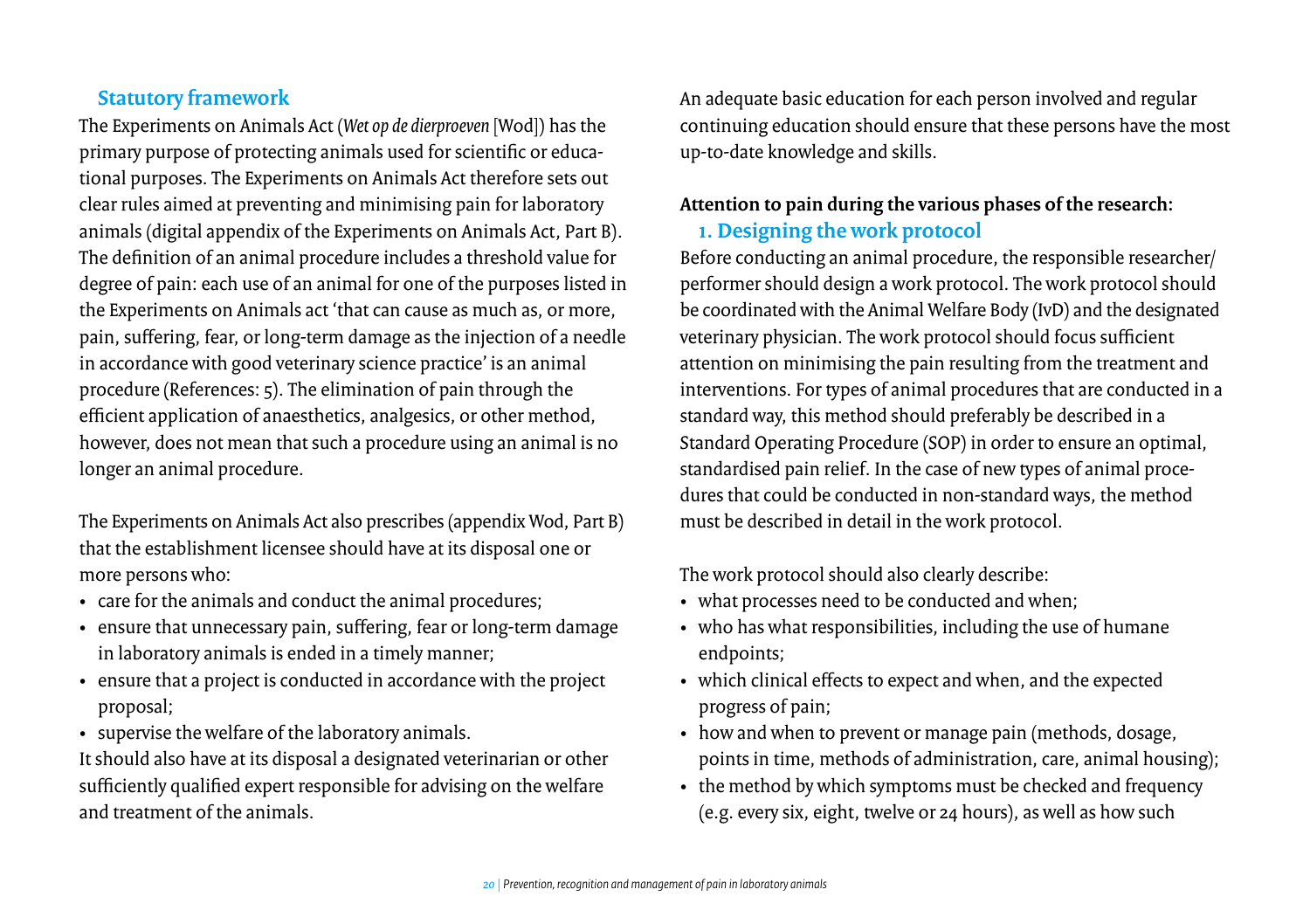## Statutory framework

The Experiments on Animals Act (*Wet op de dierproeven* [Wod]) has the primary purpose of protecting animals used for scientific or educational purposes. The Experiments on Animals Act therefore sets out clear rules aimed at preventing and minimising pain for laboratory animals (digital appendix of the Experiments on Animals Act, Part B). The definition of an animal procedure includes a threshold value for degree of pain: each use of an animal for one of the purposes listed in the Experiments on Animals act 'that can cause as much as, or more, pain, suffering, fear, or long-term damage as the injection of a needle in accordance with good veterinary science practice' is an animal procedure (References: 5). The elimination of pain through the efficient application of anaesthetics, analgesics, or other method, however, does not mean that such a procedure using an animal is no longer an animal procedure.

The Experiments on Animals Act also prescribes (appendix Wod, Part B) that the establishment licensee should have at its disposal one or more persons who:

- care for the animals and conduct the animal procedures;
- ensure that unnecessary pain, suffering, fear or long-term damage in laboratory animals is ended in a timely manner;
- ensure that a project is conducted in accordance with the project proposal;
- supervise the welfare of the laboratory animals.

It should also have at its disposal a designated veterinarian or other sufficiently qualified expert responsible for advising on the welfare and treatment of the animals.

An adequate basic education for each person involved and regular continuing education should ensure that these persons have the most up-to-date knowledge and skills.

**Attention to pain during the various phases of the research:**

### 1. Designing the work protocol

Before conducting an animal procedure, the responsible researcher/performer should design a work protocol. The work protocol should be coordinated with the Animal Welfare Body (IvD) and the designated veterinary physician. The work protocol should focus sufficient attention on minimising the pain resulting from the treatment and interventions. For types of animal procedures that are conducted in a standard way, this method should preferably be described in a Standard Operating Procedure (SOP) in order to ensure an optimal, standardised pain relief. In the case of new types of animal procedures that could be conducted in non-standard ways, the method must be described in detail in the work protocol.

The work protocol should also clearly describe:

- what processes need to be conducted and when;
- who has what responsibilities, including the use of humane endpoints;
- which clinical effects to expect and when, and the expected progress of pain;
- how and when to prevent or manage pain (methods, dosage, points in time, methods of administration, care, animal housing);
- the method by which symptoms must be checked and frequency (e.g. every six, eight, twelve or 24 hours), as well as how such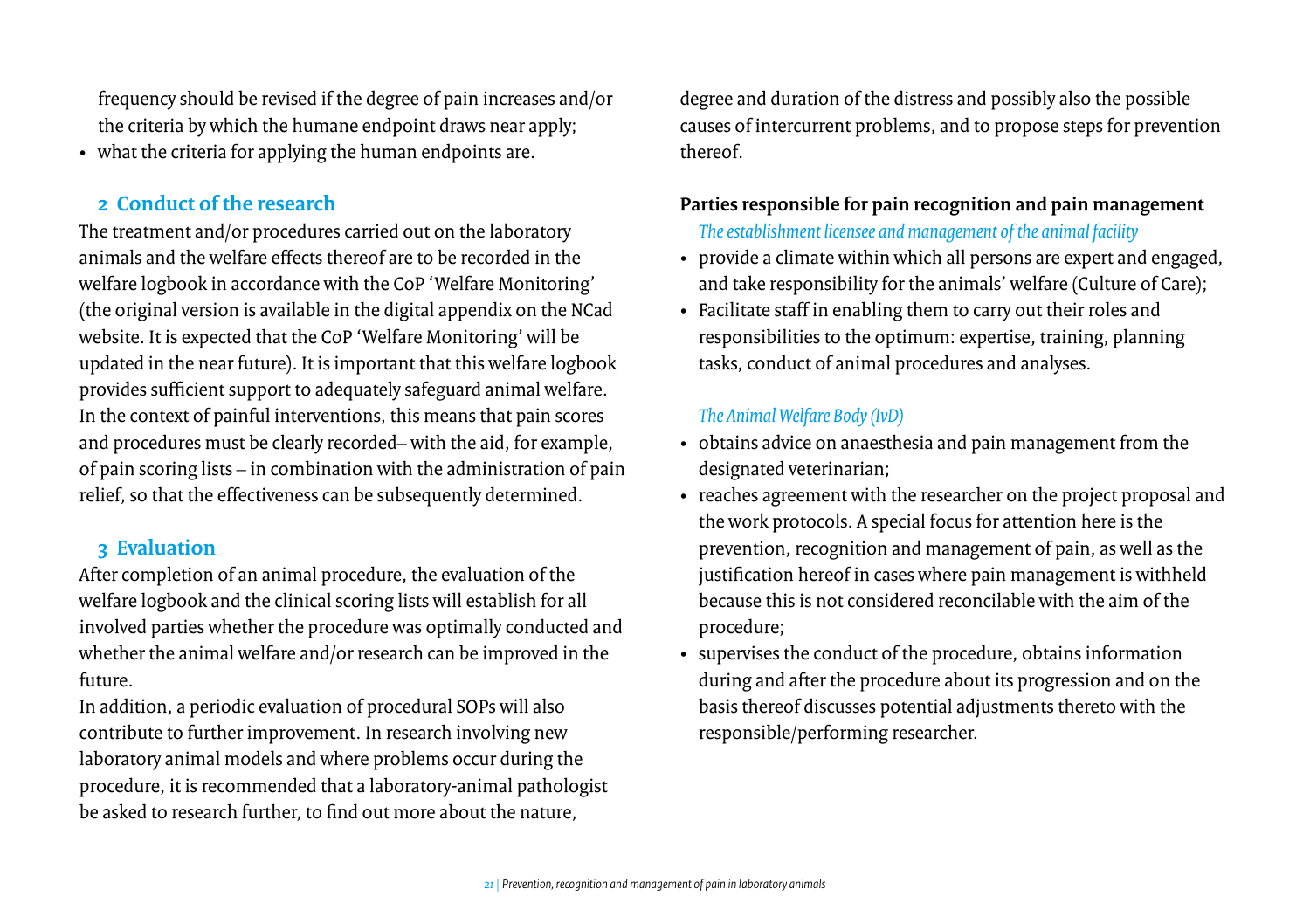frequency should be revised if the degree of pain increases and/or the criteria by which the humane endpoint draws near apply;

- what the criteria for applying the human endpoints are.

## 2 Conduct of the research

The treatment and/or procedures carried out on the laboratory animals and the welfare effects thereof are to be recorded in the welfare logbook in accordance with the CoP 'Welfare Monitoring' (the original version is available in the digital appendix on the NCad website. It is expected that the CoP 'Welfare Monitoring' will be updated in the near future). It is important that this welfare logbook provides sufficient support to adequately safeguard animal welfare. In the context of painful interventions, this means that pain scores and procedures must be clearly recorded– with the aid, for example, of pain scoring lists – in combination with the administration of pain relief, so that the effectiveness can be subsequently determined.

## 3 Evaluation

After completion of an animal procedure, the evaluation of the welfare logbook and the clinical scoring lists will establish for all involved parties whether the procedure was optimally conducted and whether the animal welfare and/or research can be improved in the future.

In addition, a periodic evaluation of procedural SOPs will also contribute to further improvement. In research involving new laboratory animal models and where problems occur during the procedure, it is recommended that a laboratory-animal pathologist be asked to research further, to find out more about the nature, degree and duration of the distress and possibly also the possible causes of intercurrent problems, and to propose steps for prevention thereof.

**Parties responsible for pain recognition and pain management**

*The establishment licensee and management of the animal facility*

- provide a climate within which all persons are expert and engaged, and take responsibility for the animals' welfare (Culture of Care);
- Facilitate staff in enabling them to carry out their roles and responsibilities to the optimum: expertise, training, planning tasks, conduct of animal procedures and analyses.

*The Animal Welfare Body (IvD)*

- obtains advice on anaesthesia and pain management from the designated veterinarian;
- reaches agreement with the researcher on the project proposal and the work protocols. A special focus for attention here is the prevention, recognition and management of pain, as well as the justification hereof in cases where pain management is withheld because this is not considered reconcilable with the aim of the procedure;
- supervises the conduct of the procedure, obtains information during and after the procedure about its progression and on the basis thereof discusses potential adjustments thereto with the responsible/performing researcher.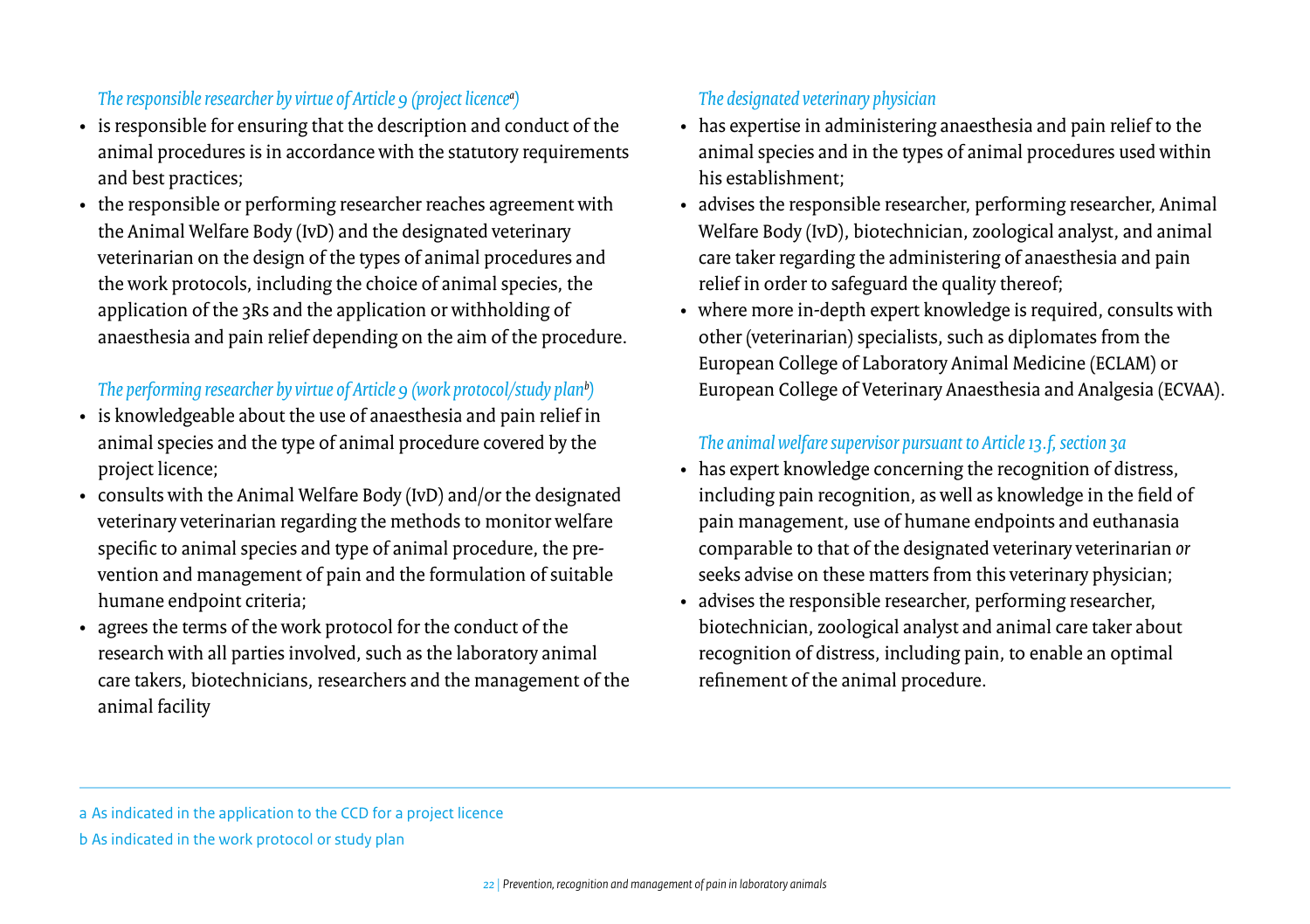*The responsible researcher by virtue of Article 9 (project licence[a])*

- is responsible for ensuring that the description and conduct of the animal procedures is in accordance with the statutory requirements and best practices;
- the responsible or performing researcher reaches agreement with the Animal Welfare Body (IvD) and the designated veterinary veterinarian on the design of the types of animal procedures and the work protocols, including the choice of animal species, the application of the 3Rs and the application or withholding of anaesthesia and pain relief depending on the aim of the procedure.

*The performing researcher by virtue of Article 9 (work protocol/study plan[b])*

- is knowledgeable about the use of anaesthesia and pain relief in animal species and the type of animal procedure covered by the project licence;
- consults with the Animal Welfare Body (IvD) and/or the designated veterinary veterinarian regarding the methods to monitor welfare specific to animal species and type of animal procedure, the prevention and management of pain and the formulation of suitable humane endpoint criteria;
- agrees the terms of the work protocol for the conduct of the research with all parties involved, such as the laboratory animal care takers, biotechnicians, researchers and the management of the animal facility

*The designated veterinary physician*

- has expertise in administering anaesthesia and pain relief to the animal species and in the types of animal procedures used within his establishment;
- advises the responsible researcher, performing researcher, Animal Welfare Body (IvD), biotechnician, zoological analyst, and animal care taker regarding the administering of anaesthesia and pain relief in order to safeguard the quality thereof;
- where more in-depth expert knowledge is required, consults with other (veterinarian) specialists, such as diplomates from the European College of Laboratory Animal Medicine (ECLAM) or European College of Veterinary Anaesthesia and Analgesia (ECVAA).

*The animal welfare supervisor pursuant to Article 13.f, section 3a*

- has expert knowledge concerning the recognition of distress, including pain recognition, as well as knowledge in the field of pain management, use of humane endpoints and euthanasia comparable to that of the designated veterinary veterinarian *or* seeks advise on these matters from this veterinary physician;
- advises the responsible researcher, performing researcher, biotechnician, zoological analyst and animal care taker about recognition of distress, including pain, to enable an optimal refinement of the animal procedure.

---

a As indicated in the application to the CCD for a project licence

b As indicated in the work protocol or study plan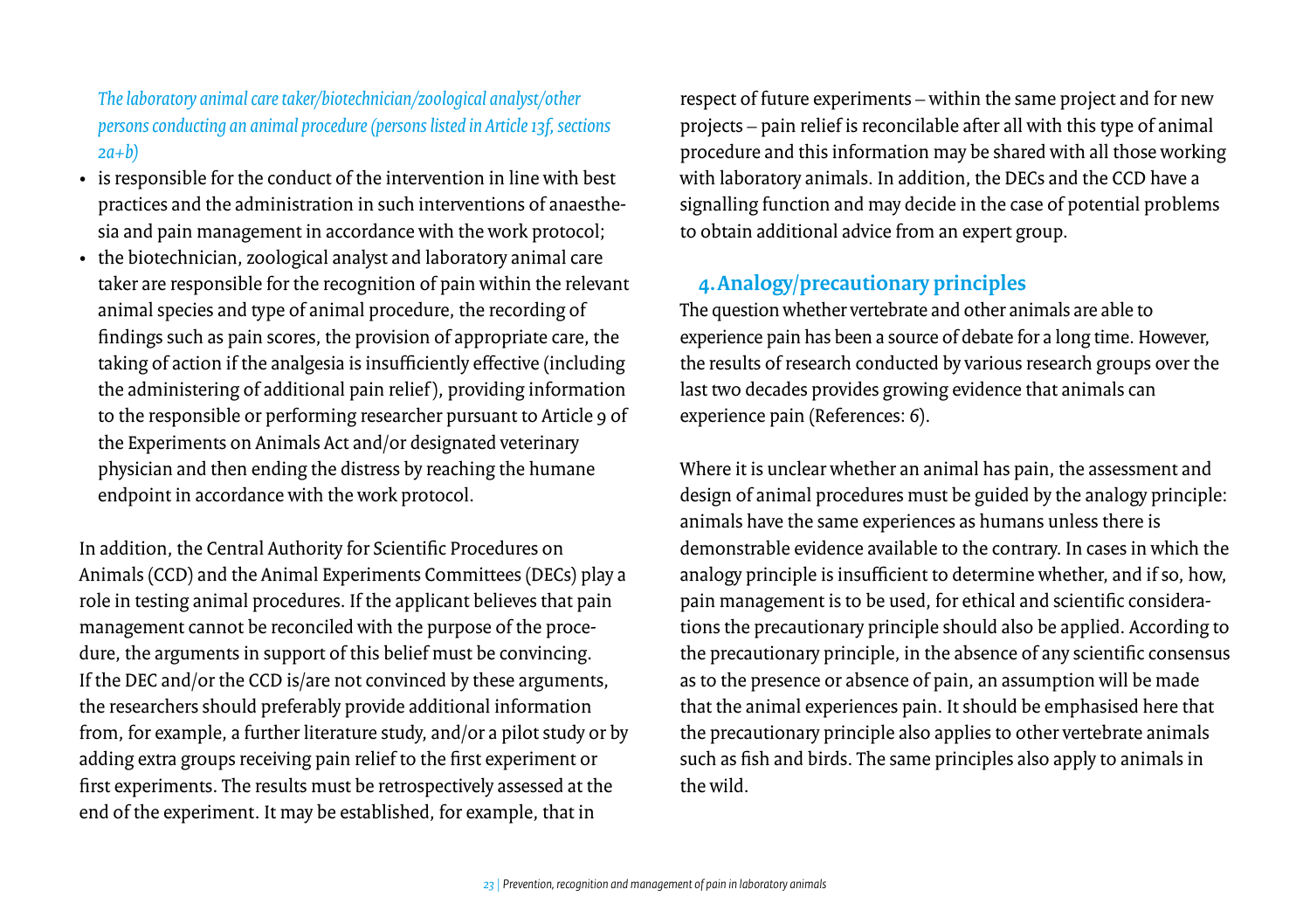*The laboratory animal care taker/biotechnician/zoological analyst/other persons conducting an animal procedure (persons listed in Article 13f, sections 2a+b)*

- is responsible for the conduct of the intervention in line with best practices and the administration in such interventions of anaesthesia and pain management in accordance with the work protocol;
- the biotechnician, zoological analyst and laboratory animal care taker are responsible for the recognition of pain within the relevant animal species and type of animal procedure, the recording of findings such as pain scores, the provision of appropriate care, the taking of action if the analgesia is insufficiently effective (including the administering of additional pain relief), providing information to the responsible or performing researcher pursuant to Article 9 of the Experiments on Animals Act and/or designated veterinary physician and then ending the distress by reaching the humane endpoint in accordance with the work protocol.

In addition, the Central Authority for Scientific Procedures on Animals (CCD) and the Animal Experiments Committees (DECs) play a role in testing animal procedures. If the applicant believes that pain management cannot be reconciled with the purpose of the procedure, the arguments in support of this belief must be convincing. If the DEC and/or the CCD is/are not convinced by these arguments, the researchers should preferably provide additional information from, for example, a further literature study, and/or a pilot study or by adding extra groups receiving pain relief to the first experiment or first experiments. The results must be retrospectively assessed at the end of the experiment. It may be established, for example, that in respect of future experiments – within the same project and for new projects – pain relief is reconcilable after all with this type of animal procedure and this information may be shared with all those working with laboratory animals. In addition, the DECs and the CCD have a signalling function and may decide in the case of potential problems to obtain additional advice from an expert group.

## 4. Analogy/precautionary principles

The question whether vertebrate and other animals are able to experience pain has been a source of debate for a long time. However, the results of research conducted by various research groups over the last two decades provides growing evidence that animals can experience pain (References: 6).

Where it is unclear whether an animal has pain, the assessment and design of animal procedures must be guided by the analogy principle: animals have the same experiences as humans unless there is demonstrable evidence available to the contrary. In cases in which the analogy principle is insufficient to determine whether, and if so, how, pain management is to be used, for ethical and scientific considerations the precautionary principle should also be applied. According to the precautionary principle, in the absence of any scientific consensus as to the presence or absence of pain, an assumption will be made that the animal experiences pain. It should be emphasised here that the precautionary principle also applies to other vertebrate animals such as fish and birds. The same principles also apply to animals in the wild.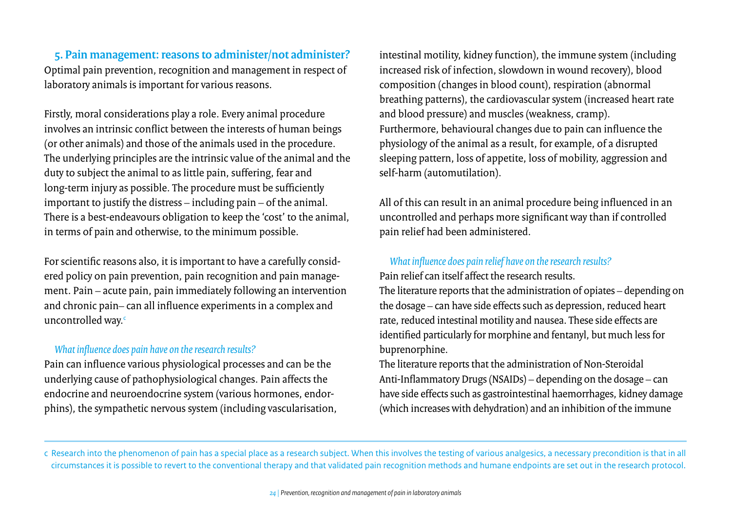## 5. Pain management: reasons to administer/not administer?

Optimal pain prevention, recognition and management in respect of laboratory animals is important for various reasons.

Firstly, moral considerations play a role. Every animal procedure involves an intrinsic conflict between the interests of human beings (or other animals) and those of the animals used in the procedure. The underlying principles are the intrinsic value of the animal and the duty to subject the animal to as little pain, suffering, fear and long-term injury as possible. The procedure must be sufficiently important to justify the distress – including pain – of the animal. There is a best-endeavours obligation to keep the 'cost' to the animal, in terms of pain and otherwise, to the minimum possible.

For scientific reasons also, it is important to have a carefully considered policy on pain prevention, pain recognition and pain management. Pain – acute pain, pain immediately following an intervention and chronic pain– can all influence experiments in a complex and uncontrolled way.[c]

### *What influence does pain have on the research results?*

Pain can influence various physiological processes and can be the underlying cause of pathophysiological changes. Pain affects the endocrine and neuroendocrine system (various hormones, endorphins), the sympathetic nervous system (including vascularisation, intestinal motility, kidney function), the immune system (including increased risk of infection, slowdown in wound recovery), blood composition (changes in blood count), respiration (abnormal breathing patterns), the cardiovascular system (increased heart rate and blood pressure) and muscles (weakness, cramp).
Furthermore, behavioural changes due to pain can influence the physiology of the animal as a result, for example, of a disrupted sleeping pattern, loss of appetite, loss of mobility, aggression and self-harm (automutilation).

All of this can result in an animal procedure being influenced in an uncontrolled and perhaps more significant way than if controlled pain relief had been administered.

### *What influence does pain relief have on the research results?*

Pain relief can itself affect the research results.
The literature reports that the administration of opiates – depending on the dosage – can have side effects such as depression, reduced heart rate, reduced intestinal motility and nausea. These side effects are identified particularly for morphine and fentanyl, but much less for buprenorphine.
The literature reports that the administration of Non-Steroidal Anti-Inflammatory Drugs (NSAIDs) – depending on the dosage – can have side effects such as gastrointestinal haemorrhages, kidney damage (which increases with dehydration) and an inhibition of the immune

---

c Research into the phenomenon of pain has a special place as a research subject. When this involves the testing of various analgesics, a necessary precondition is that in all circumstances it is possible to revert to the conventional therapy and that validated pain recognition methods and humane endpoints are set out in the research protocol.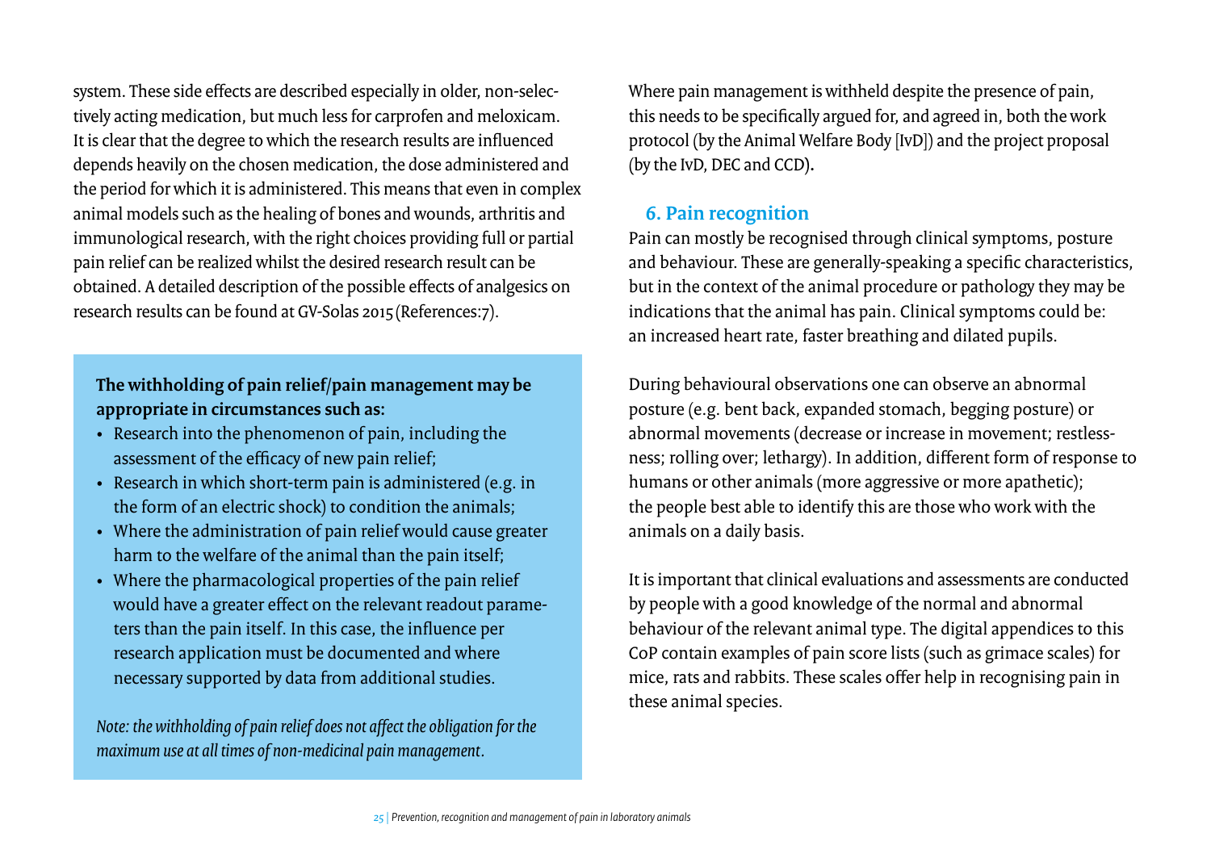system. These side effects are described especially in older, non-selectively acting medication, but much less for carprofen and meloxicam. It is clear that the degree to which the research results are influenced depends heavily on the chosen medication, the dose administered and the period for which it is administered. This means that even in complex animal models such as the healing of bones and wounds, arthritis and immunological research, with the right choices providing full or partial pain relief can be realized whilst the desired research result can be obtained. A detailed description of the possible effects of analgesics on research results can be found at GV-Solas 2015 (References:7).

**The withholding of pain relief/pain management may be appropriate in circumstances such as:**

- Research into the phenomenon of pain, including the assessment of the efficacy of new pain relief;
- Research in which short-term pain is administered (e.g. in the form of an electric shock) to condition the animals;
- Where the administration of pain relief would cause greater harm to the welfare of the animal than the pain itself;
- Where the pharmacological properties of the pain relief would have a greater effect on the relevant readout parameters than the pain itself. In this case, the influence per research application must be documented and where necessary supported by data from additional studies.

*Note: the withholding of pain relief does not affect the obligation for the maximum use at all times of non-medicinal pain management.*

Where pain management is withheld despite the presence of pain, this needs to be specifically argued for, and agreed in, both the work protocol (by the Animal Welfare Body [IvD]) and the project proposal (by the IvD, DEC and CCD).

## 6. Pain recognition

Pain can mostly be recognised through clinical symptoms, posture and behaviour. These are generally-speaking a specific characteristics, but in the context of the animal procedure or pathology they may be indications that the animal has pain. Clinical symptoms could be: an increased heart rate, faster breathing and dilated pupils.

During behavioural observations one can observe an abnormal posture (e.g. bent back, expanded stomach, begging posture) or abnormal movements (decrease or increase in movement; restlessness; rolling over; lethargy). In addition, different form of response to humans or other animals (more aggressive or more apathetic); the people best able to identify this are those who work with the animals on a daily basis.

It is important that clinical evaluations and assessments are conducted by people with a good knowledge of the normal and abnormal behaviour of the relevant animal type. The digital appendices to this CoP contain examples of pain score lists (such as grimace scales) for mice, rats and rabbits. These scales offer help in recognising pain in these animal species.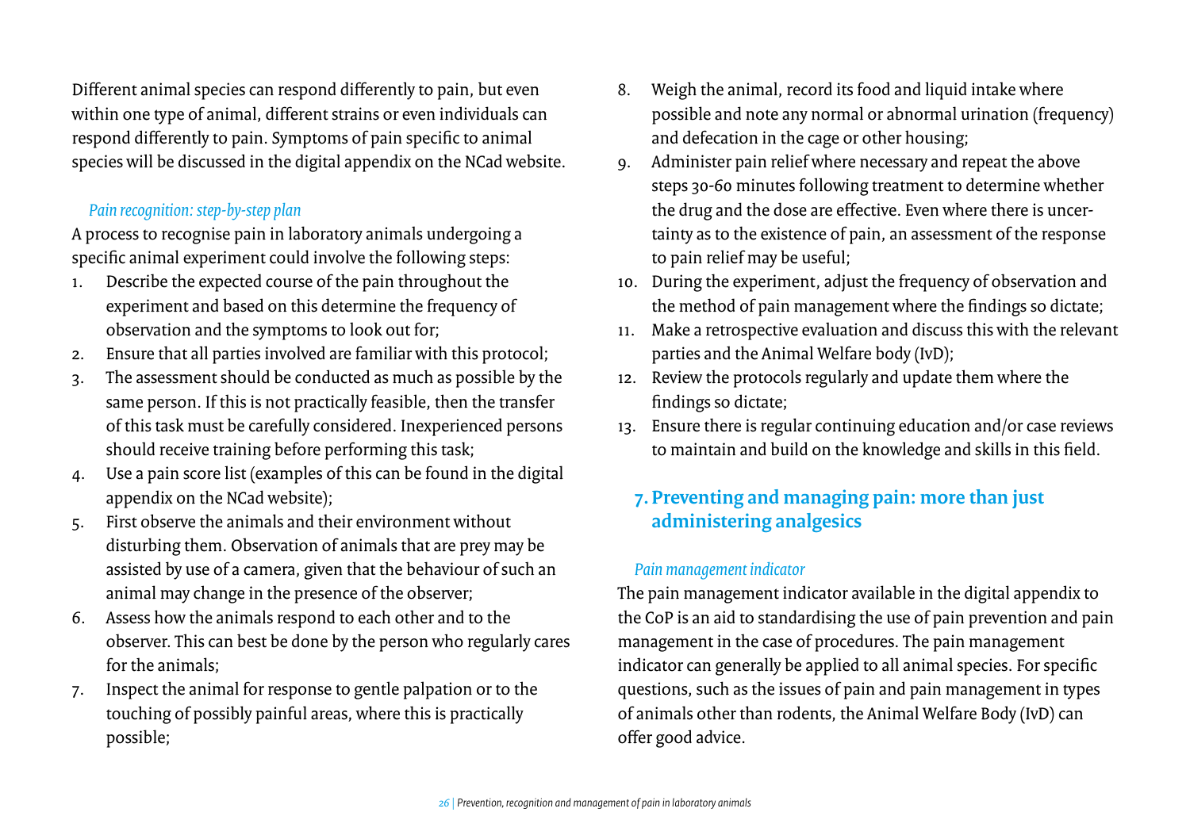Different animal species can respond differently to pain, but even within one type of animal, different strains or even individuals can respond differently to pain. Symptoms of pain specific to animal species will be discussed in the digital appendix on the NCad website.

*Pain recognition: step-by-step plan*

A process to recognise pain in laboratory animals undergoing a specific animal experiment could involve the following steps:

1. Describe the expected course of the pain throughout the experiment and based on this determine the frequency of observation and the symptoms to look out for;
2. Ensure that all parties involved are familiar with this protocol;
3. The assessment should be conducted as much as possible by the same person. If this is not practically feasible, then the transfer of this task must be carefully considered. Inexperienced persons should receive training before performing this task;
4. Use a pain score list (examples of this can be found in the digital appendix on the NCad website);
5. First observe the animals and their environment without disturbing them. Observation of animals that are prey may be assisted by use of a camera, given that the behaviour of such an animal may change in the presence of the observer;
6. Assess how the animals respond to each other and to the observer. This can best be done by the person who regularly cares for the animals;
7. Inspect the animal for response to gentle palpation or to the touching of possibly painful areas, where this is practically possible;
8. Weigh the animal, record its food and liquid intake where possible and note any normal or abnormal urination (frequency) and defecation in the cage or other housing;
9. Administer pain relief where necessary and repeat the above steps 30-60 minutes following treatment to determine whether the drug and the dose are effective. Even where there is uncertainty as to the existence of pain, an assessment of the response to pain relief may be useful;
10. During the experiment, adjust the frequency of observation and the method of pain management where the findings so dictate;
11. Make a retrospective evaluation and discuss this with the relevant parties and the Animal Welfare body (IvD);
12. Review the protocols regularly and update them where the findings so dictate;
13. Ensure there is regular continuing education and/or case reviews to maintain and build on the knowledge and skills in this field.

## 7. Preventing and managing pain: more than just administering analgesics

*Pain management indicator*

The pain management indicator available in the digital appendix to the CoP is an aid to standardising the use of pain prevention and pain management in the case of procedures. The pain management indicator can generally be applied to all animal species. For specific questions, such as the issues of pain and pain management in types of animals other than rodents, the Animal Welfare Body (IvD) can offer good advice.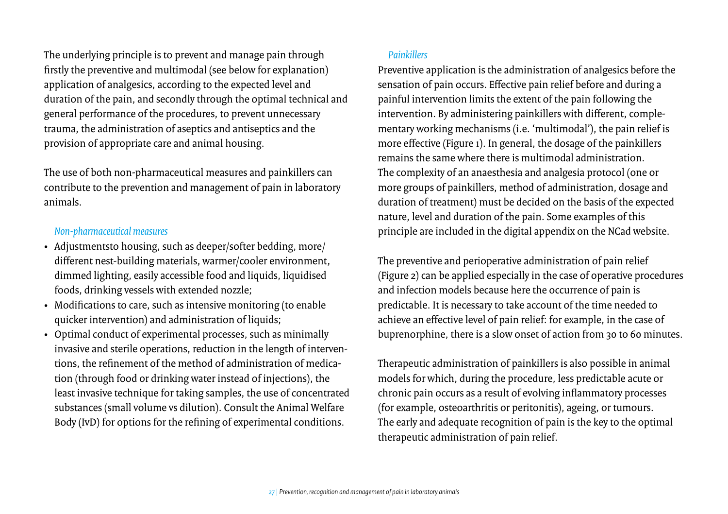The underlying principle is to prevent and manage pain through firstly the preventive and multimodal (see below for explanation) application of analgesics, according to the expected level and duration of the pain, and secondly through the optimal technical and general performance of the procedures, to prevent unnecessary trauma, the administration of aseptics and antiseptics and the provision of appropriate care and animal housing.

The use of both non-pharmaceutical measures and painkillers can contribute to the prevention and management of pain in laboratory animals.

*Non-pharmaceutical measures*

- Adjustmentsto housing, such as deeper/softer bedding, more/different nest-building materials, warmer/cooler environment, dimmed lighting, easily accessible food and liquids, liquidised foods, drinking vessels with extended nozzle;
- Modifications to care, such as intensive monitoring (to enable quicker intervention) and administration of liquids;
- Optimal conduct of experimental processes, such as minimally invasive and sterile operations, reduction in the length of interventions, the refinement of the method of administration of medication (through food or drinking water instead of injections), the least invasive technique for taking samples, the use of concentrated substances (small volume vs dilution). Consult the Animal Welfare Body (IvD) for options for the refining of experimental conditions.

*Painkillers*

Preventive application is the administration of analgesics before the sensation of pain occurs. Effective pain relief before and during a painful intervention limits the extent of the pain following the intervention. By administering painkillers with different, complementary working mechanisms (i.e. 'multimodal'), the pain relief is more effective (Figure 1). In general, the dosage of the painkillers remains the same where there is multimodal administration.
The complexity of an anaesthesia and analgesia protocol (one or more groups of painkillers, method of administration, dosage and duration of treatment) must be decided on the basis of the expected nature, level and duration of the pain. Some examples of this principle are included in the digital appendix on the NCad website.

The preventive and perioperative administration of pain relief (Figure 2) can be applied especially in the case of operative procedures and infection models because here the occurrence of pain is predictable. It is necessary to take account of the time needed to achieve an effective level of pain relief: for example, in the case of buprenorphine, there is a slow onset of action from 30 to 60 minutes.

Therapeutic administration of painkillers is also possible in animal models for which, during the procedure, less predictable acute or chronic pain occurs as a result of evolving inflammatory processes (for example, osteoarthritis or peritonitis), ageing, or tumours.
The early and adequate recognition of pain is the key to the optimal therapeutic administration of pain relief.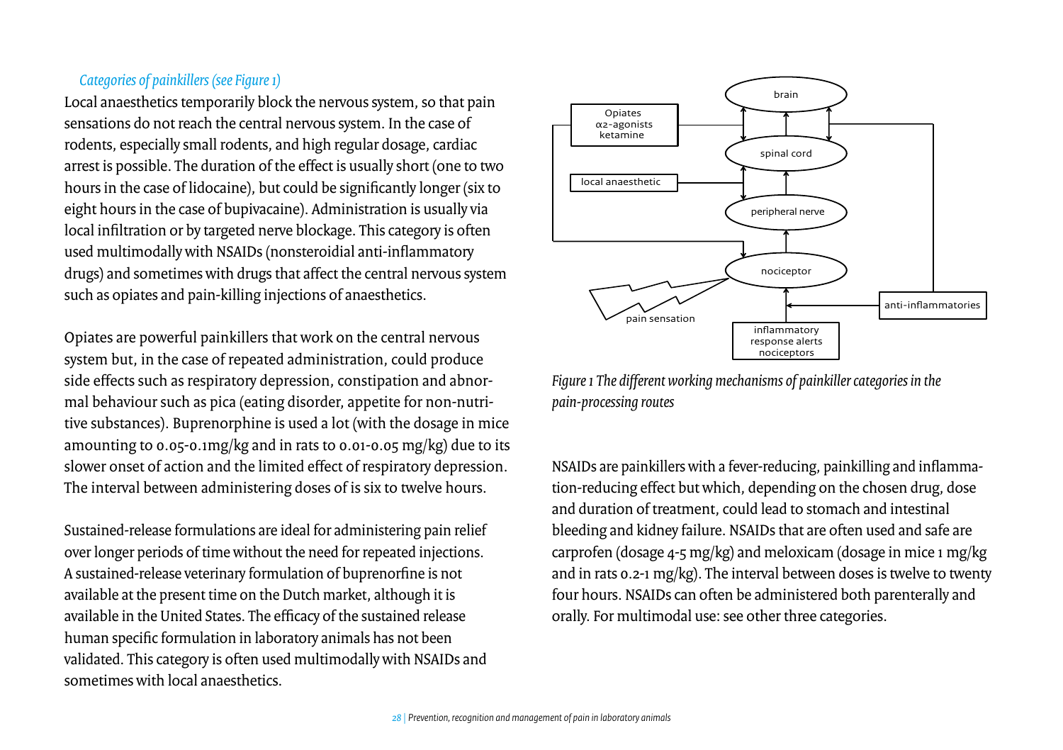*Categories of painkillers (see Figure 1)*

Local anaesthetics temporarily block the nervous system, so that pain sensations do not reach the central nervous system. In the case of rodents, especially small rodents, and high regular dosage, cardiac arrest is possible. The duration of the effect is usually short (one to two hours in the case of lidocaine), but could be significantly longer (six to eight hours in the case of bupivacaine). Administration is usually via local infiltration or by targeted nerve blockage. This category is often used multimodally with NSAIDs (nonsteroidial anti-inflammatory drugs) and sometimes with drugs that affect the central nervous system such as opiates and pain-killing injections of anaesthetics.

Opiates are powerful painkillers that work on the central nervous system but, in the case of repeated administration, could produce side effects such as respiratory depression, constipation and abnormal behaviour such as pica (eating disorder, appetite for non-nutritive substances). Buprenorphine is used a lot (with the dosage in mice amounting to 0.05-0.1mg/kg and in rats to 0.01-0.05 mg/kg) due to its slower onset of action and the limited effect of respiratory depression. The interval between administering doses of is six to twelve hours.

Sustained-release formulations are ideal for administering pain relief over longer periods of time without the need for repeated injections. A sustained-release veterinary formulation of buprenorfine is not available at the present time on the Dutch market, although it is available in the United States. The efficacy of the sustained release human specific formulation in laboratory animals has not been validated. This category is often used multimodally with NSAIDs and sometimes with local anaesthetics.

*Figure 1 The different working mechanisms of painkiller categories in the pain-processing routes*

NSAIDs are painkillers with a fever-reducing, painkilling and inflammation-reducing effect but which, depending on the chosen drug, dose and duration of treatment, could lead to stomach and intestinal bleeding and kidney failure. NSAIDs that are often used and safe are carprofen (dosage 4-5 mg/kg) and meloxicam (dosage in mice 1 mg/kg and in rats 0.2-1 mg/kg). The interval between doses is twelve to twenty four hours. NSAIDs can often be administered both parenterally and orally. For multimodal use: see other three categories.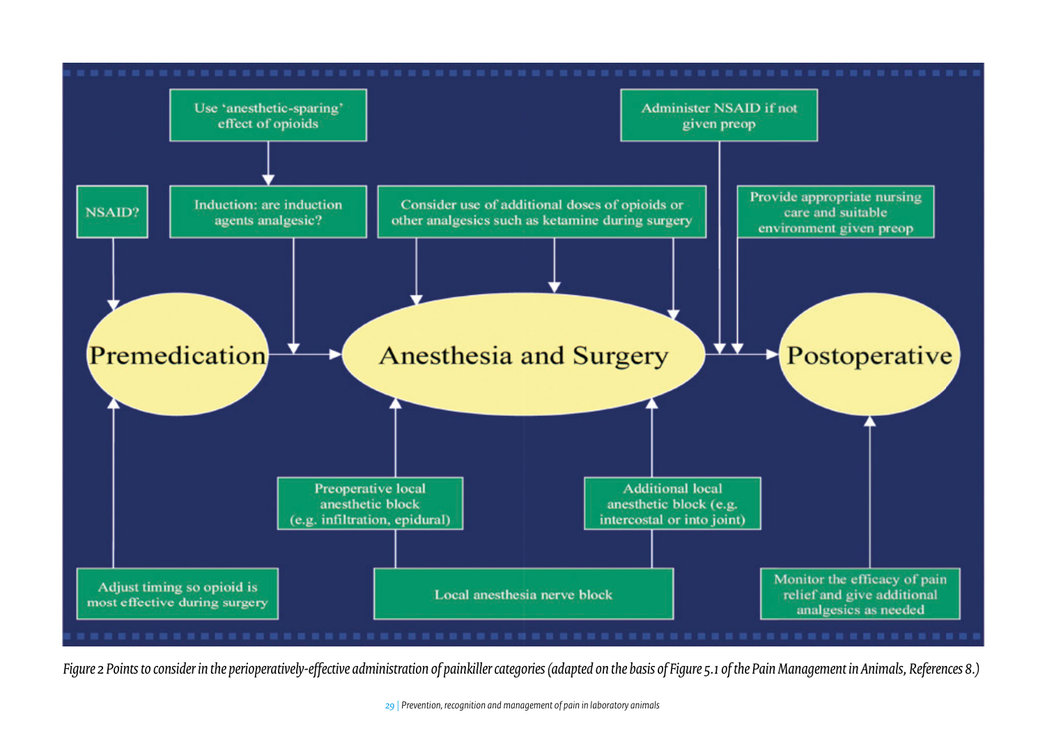Premedication

Anesthesia and Surgery

Postoperative

NSAID?

Use 'anesthetic-sparing' effect of opioids

Induction: are induction agents analgesic?

Consider use of additional doses of opioids or other analgesics such as ketamine during surgery

Administer NSAID if not given preop

Provide appropriate nursing care and suitable environment given preop

Preoperative local anesthetic block (e.g. infiltration, epidural)

Additional local anesthetic block (e.g. intercostal or into joint)

Adjust timing so opioid is most effective during surgery

Local anesthesia nerve block

Monitor the efficacy of pain relief and give additional analgesics as needed

*Figure 2 Points to consider in the perioperatively-effective administration of painkiller categories (adapted on the basis of Figure 5.1 of the Pain Management in Animals, References 8.)*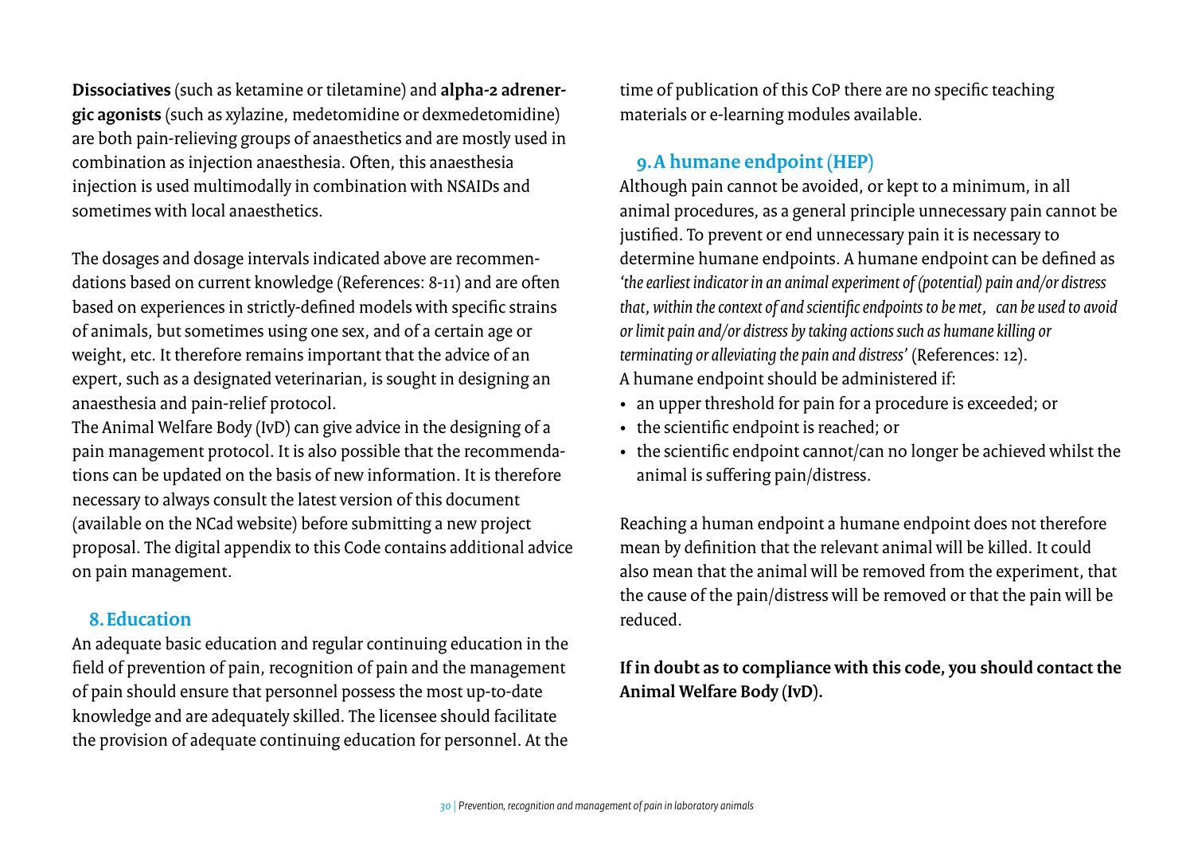**Dissociatives** (such as ketamine or tiletamine) and **alpha-2 adrenergic agonists** (such as xylazine, medetomidine or dexmedetomidine) are both pain-relieving groups of anaesthetics and are mostly used in combination as injection anaesthesia. Often, this anaesthesia injection is used multimodally in combination with NSAIDs and sometimes with local anaesthetics.

The dosages and dosage intervals indicated above are recommendations based on current knowledge (References: 8-11) and are often based on experiences in strictly-defined models with specific strains of animals, but sometimes using one sex, and of a certain age or weight, etc. It therefore remains important that the advice of an expert, such as a designated veterinarian, is sought in designing an anaesthesia and pain-relief protocol.
The Animal Welfare Body (IvD) can give advice in the designing of a pain management protocol. It is also possible that the recommendations can be updated on the basis of new information. It is therefore necessary to always consult the latest version of this document (available on the NCad website) before submitting a new project proposal. The digital appendix to this Code contains additional advice on pain management.

## 8. Education

An adequate basic education and regular continuing education in the field of prevention of pain, recognition of pain and the management of pain should ensure that personnel possess the most up-to-date knowledge and are adequately skilled. The licensee should facilitate the provision of adequate continuing education for personnel. At the time of publication of this CoP there are no specific teaching materials or e-learning modules available.

## 9. A humane endpoint (HEP)

Although pain cannot be avoided, or kept to a minimum, in all animal procedures, as a general principle unnecessary pain cannot be justified. To prevent or end unnecessary pain it is necessary to determine humane endpoints. A humane endpoint can be defined as *'the earliest indicator in an animal experiment of (potential) pain and/or distress that, within the context of and scientific endpoints to be met, can be used to avoid or limit pain and/or distress by taking actions such as humane killing or terminating or alleviating the pain and distress'* (References: 12).
A humane endpoint should be administered if:

- an upper threshold for pain for a procedure is exceeded; or
- the scientific endpoint is reached; or
- the scientific endpoint cannot/can no longer be achieved whilst the animal is suffering pain/distress.

Reaching a human endpoint a humane endpoint does not therefore mean by definition that the relevant animal will be killed. It could also mean that the animal will be removed from the experiment, that the cause of the pain/distress will be removed or that the pain will be reduced.

**If in doubt as to compliance with this code, you should contact the Animal Welfare Body (IvD).**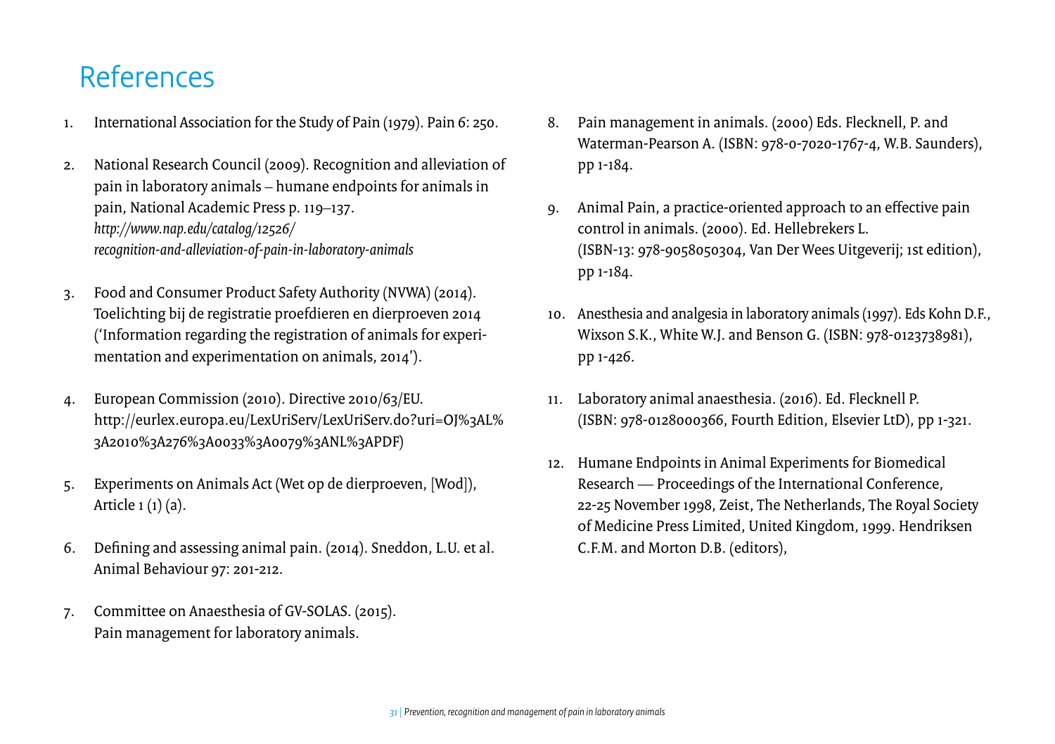# References

1. International Association for the Study of Pain (1979). Pain 6: 250.

2. National Research Council (2009). Recognition and alleviation of pain in laboratory animals – humane endpoints for animals in pain, National Academic Press p. 119–137. *http://www.nap.edu/catalog/12526/recognition-and-alleviation-of-pain-in-laboratory-animals*

3. Food and Consumer Product Safety Authority (NVWA) (2014). Toelichting bij de registratie proefdieren en dierproeven 2014 ('Information regarding the registration of animals for experimentation and experimentation on animals, 2014').

4. European Commission (2010). Directive 2010/63/EU. http://eurlex.europa.eu/LexUriServ/LexUriServ.do?uri=OJ%3AL%3A2010%3A276%3A0033%3A0079%3ANL%3APDF)

5. Experiments on Animals Act (Wet op de dierproeven, [Wod]), Article 1 (1) (a).

6. Defining and assessing animal pain. (2014). Sneddon, L.U. et al. Animal Behaviour 97: 201-212.

7. Committee on Anaesthesia of GV-SOLAS. (2015). Pain management for laboratory animals.

8. Pain management in animals. (2000) Eds. Flecknell, P. and Waterman-Pearson A. (ISBN: 978-0-7020-1767-4, W.B. Saunders), pp 1-184.

9. Animal Pain, a practice-oriented approach to an effective pain control in animals. (2000). Ed. Hellebrekers L. (ISBN-13: 978-9058050304, Van Der Wees Uitgeverij; 1st edition), pp 1-184.

10. Anesthesia and analgesia in laboratory animals (1997). Eds Kohn D.F., Wixson S.K., White W.J. and Benson G. (ISBN: 978-0123738981), pp 1-426.

11. Laboratory animal anaesthesia. (2016). Ed. Flecknell P. (ISBN: 978-0128000366, Fourth Edition, Elsevier LtD), pp 1-321.

12. Humane Endpoints in Animal Experiments for Biomedical Research — Proceedings of the International Conference, 22-25 November 1998, Zeist, The Netherlands, The Royal Society of Medicine Press Limited, United Kingdom, 1999. Hendriksen C.F.M. and Morton D.B. (editors),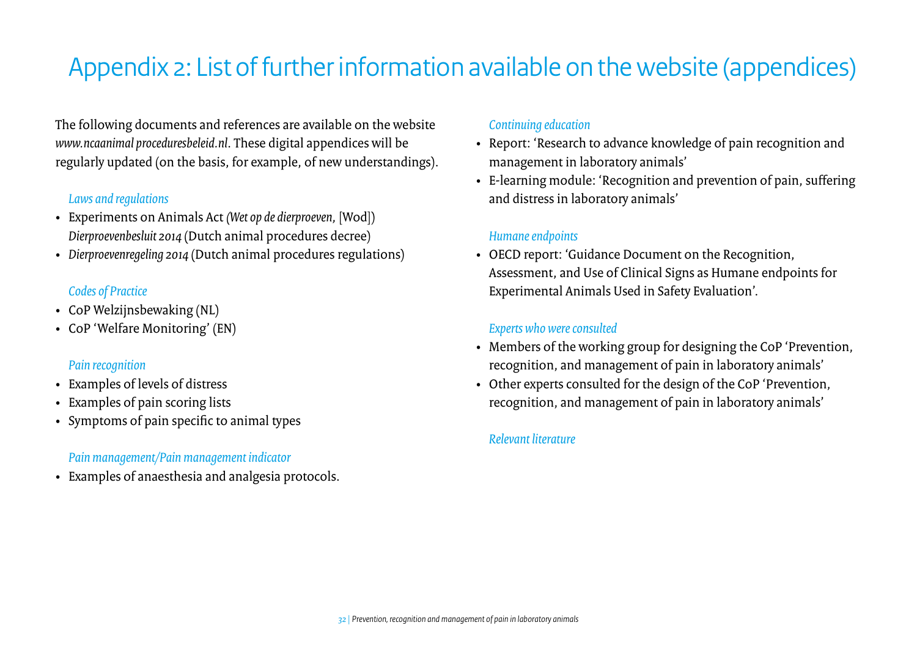# Appendix 2: List of further information available on the website (appendices)

The following documents and references are available on the website *www.ncaanimal proceduresbeleid.nl*. These digital appendices will be regularly updated (on the basis, for example, of new understandings).

*Laws and regulations*

- Experiments on Animals Act *(Wet op de dierproeven*, [Wod]) *Dierproevenbesluit 2014* (Dutch animal procedures decree)
- *Dierproevenregeling 2014* (Dutch animal procedures regulations)

*Codes of Practice*

- CoP Welzijnsbewaking (NL)
- CoP 'Welfare Monitoring' (EN)

*Pain recognition*

- Examples of levels of distress
- Examples of pain scoring lists
- Symptoms of pain specific to animal types

*Pain management/Pain management indicator*

- Examples of anaesthesia and analgesia protocols.

*Continuing education*

- Report: 'Research to advance knowledge of pain recognition and management in laboratory animals'
- E-learning module: 'Recognition and prevention of pain, suffering and distress in laboratory animals'

*Humane endpoints*

- OECD report: 'Guidance Document on the Recognition, Assessment, and Use of Clinical Signs as Humane endpoints for Experimental Animals Used in Safety Evaluation'.

*Experts who were consulted*

- Members of the working group for designing the CoP 'Prevention, recognition, and management of pain in laboratory animals'
- Other experts consulted for the design of the CoP 'Prevention, recognition, and management of pain in laboratory animals'

*Relevant literature*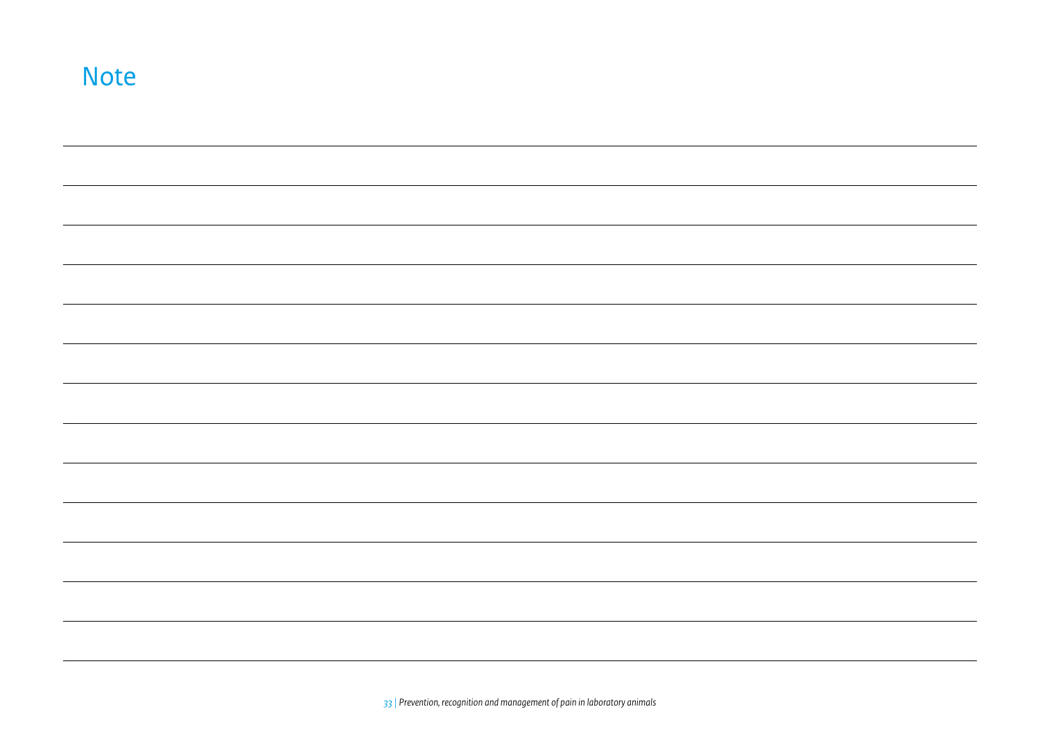# Note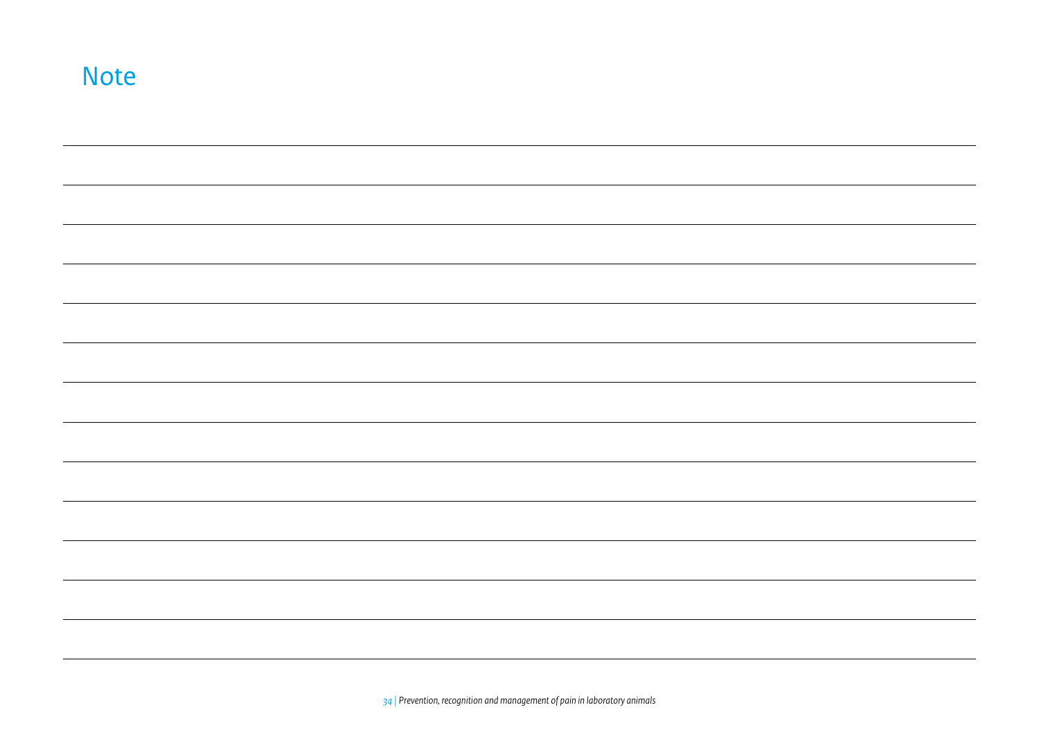# Note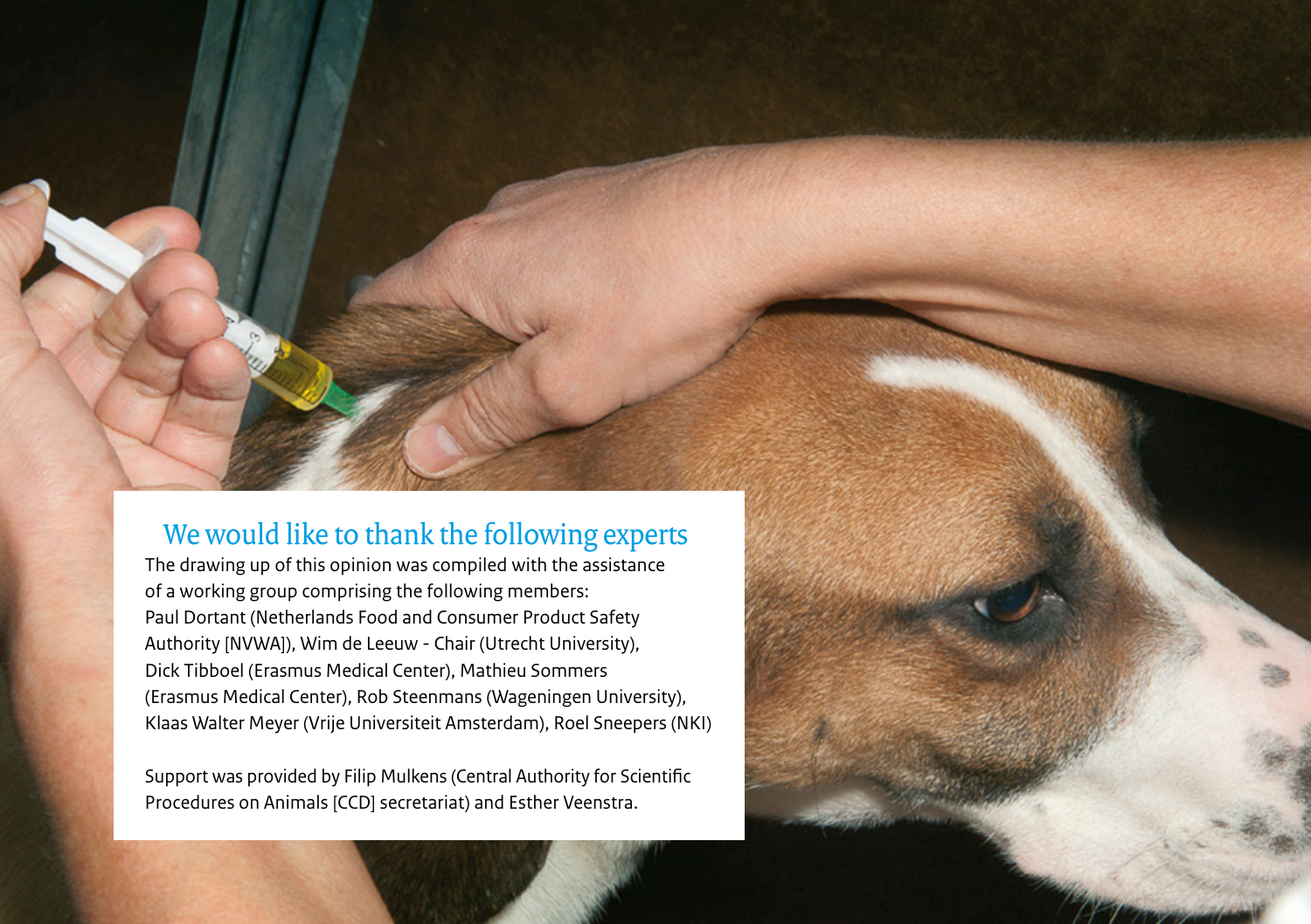## We would like to thank the following experts

The drawing up of this opinion was compiled with the assistance of a working group comprising the following members: Paul Dortant (Netherlands Food and Consumer Product Safety Authority [NVWA]), Wim de Leeuw - Chair (Utrecht University), Dick Tibboel (Erasmus Medical Center), Mathieu Sommers (Erasmus Medical Center), Rob Steenmans (Wageningen University), Klaas Walter Meyer (Vrije Universiteit Amsterdam), Roel Sneepers (NKI)

Support was provided by Filip Mulkens (Central Authority for Scientific Procedures on Animals [CCD] secretariat) and Esther Veenstra.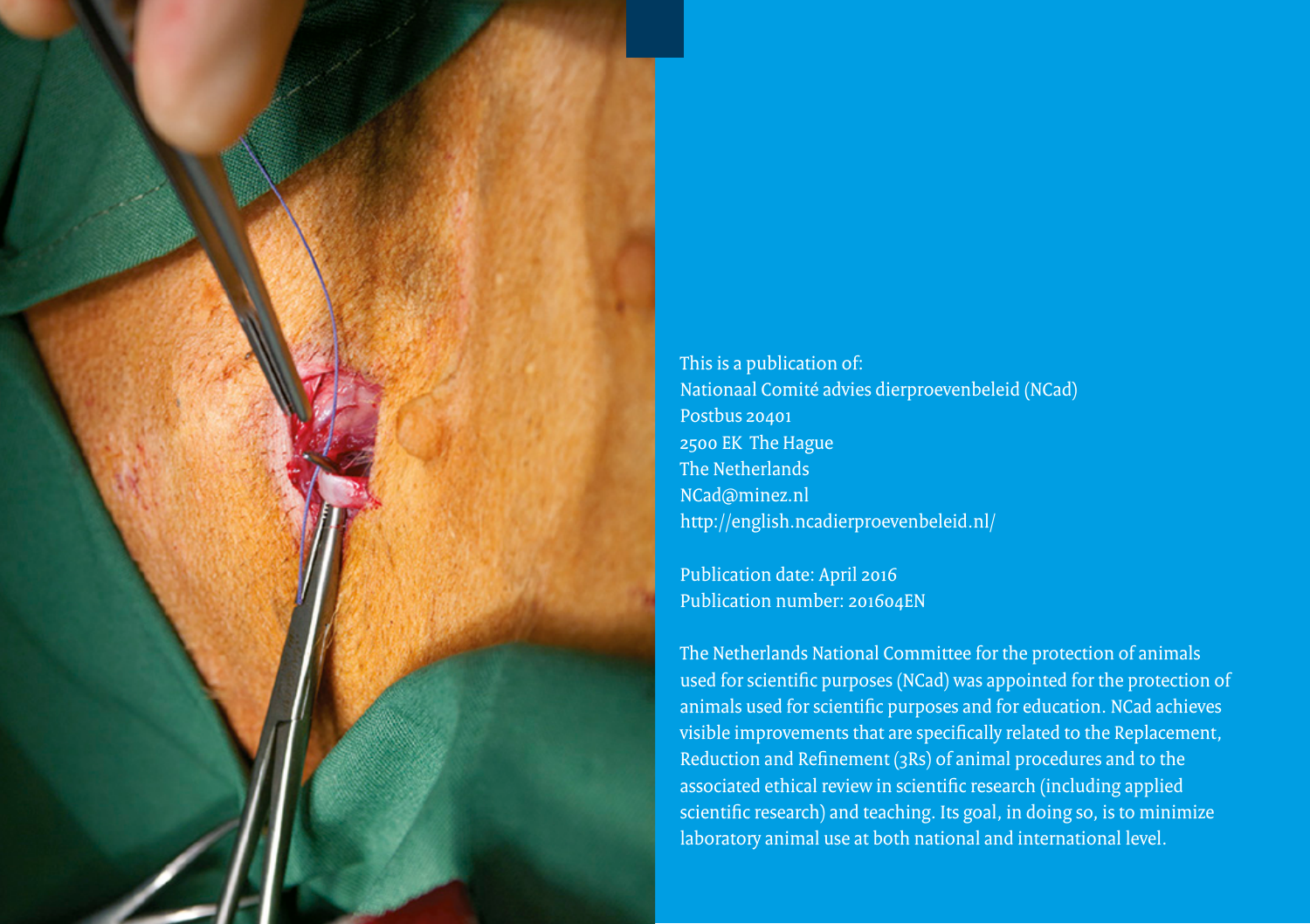This is a publication of:
Nationaal Comité advies dierproevenbeleid (NCad)
Postbus 20401
2500 EK The Hague
The Netherlands
NCad@minez.nl
http://english.ncadierproevenbeleid.nl/

Publication date: April 2016
Publication number: 201604EN

The Netherlands National Committee for the protection of animals used for scientific purposes (NCad) was appointed for the protection of animals used for scientific purposes and for education. NCad achieves visible improvements that are specifically related to the Replacement, Reduction and Refinement (3Rs) of animal procedures and to the associated ethical review in scientific research (including applied scientific research) and teaching. Its goal, in doing so, is to minimize laboratory animal use at both national and international level.